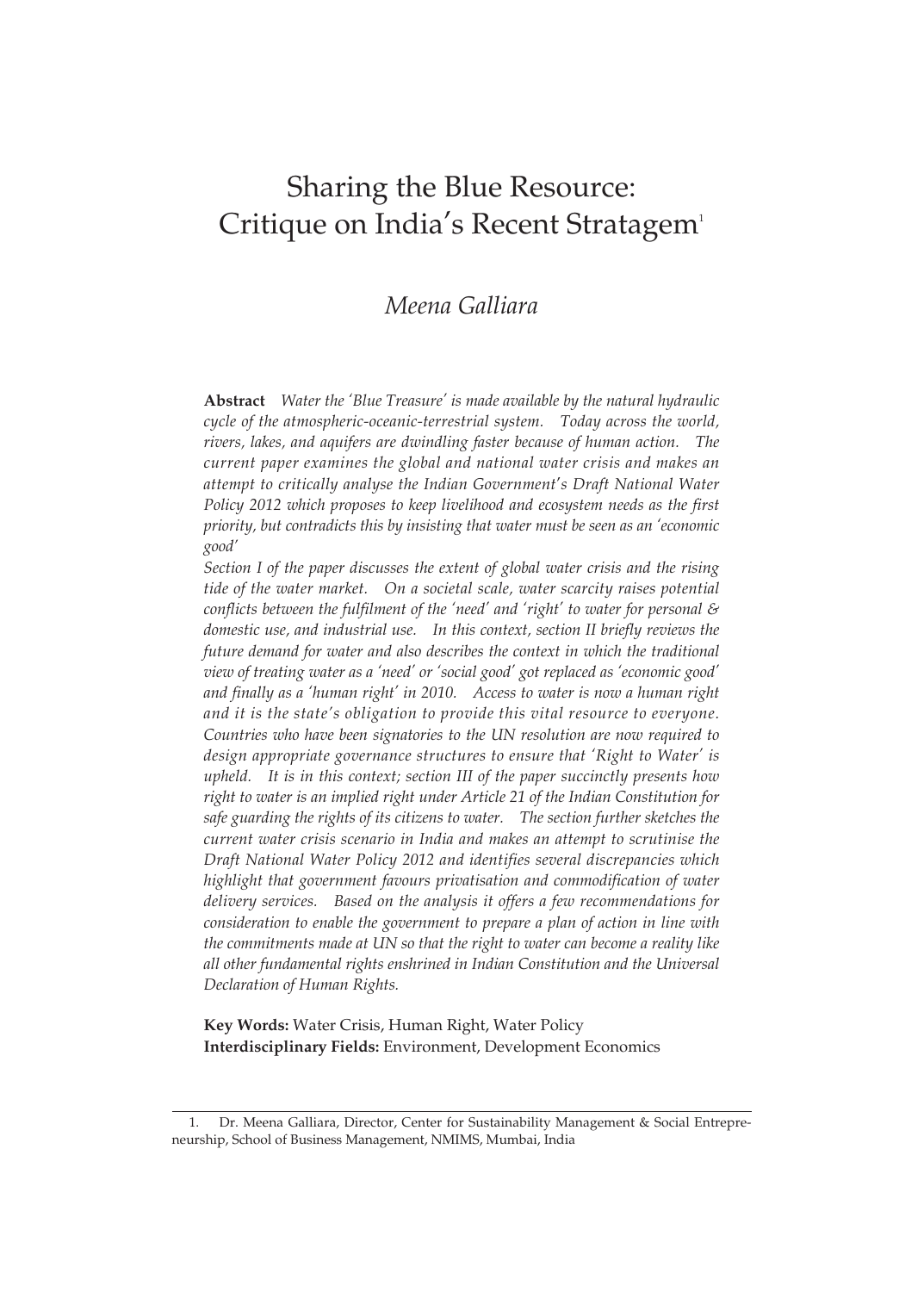# Sharing the Blue Resource: Critique on India's Recent Stratagem[1]

## *Meena Galliara*

**Abstract** *Water the 'Blue Treasure' is made available by the natural hydraulic cycle of the atmospheric-oceanic-terrestrial system. Today across the world, rivers, lakes, and aquifers are dwindling faster because of human action. The current paper examines the global and national water crisis and makes an attempt to critically analyse the Indian Government's Draft National Water Policy 2012 which proposes to keep livelihood and ecosystem needs as the first priority, but contradicts this by insisting that water must be seen as an 'economic good'*

*Section I of the paper discusses the extent of global water crisis and the rising tide of the water market. On a societal scale, water scarcity raises potential conflicts between the fulfilment of the 'need' and 'right' to water for personal & domestic use, and industrial use. In this context, section II briefly reviews the future demand for water and also describes the context in which the traditional view of treating water as a 'need' or 'social good' got replaced as 'economic good' and finally as a 'human right' in 2010. Access to water is now a human right and it is the state's obligation to provide this vital resource to everyone. Countries who have been signatories to the UN resolution are now required to design appropriate governance structures to ensure that 'Right to Water' is upheld. It is in this context; section III of the paper succinctly presents how right to water is an implied right under Article 21 of the Indian Constitution for safe guarding the rights of its citizens to water. The section further sketches the current water crisis scenario in India and makes an attempt to scrutinise the Draft National Water Policy 2012 and identifies several discrepancies which highlight that government favours privatisation and commodification of water delivery services. Based on the analysis it offers a few recommendations for consideration to enable the government to prepare a plan of action in line with the commitments made at UN so that the right to water can become a reality like all other fundamental rights enshrined in Indian Constitution and the Universal Declaration of Human Rights.*

**Key Words:** Water Crisis, Human Right, Water Policy
**Interdisciplinary Fields:** Environment, Development Economics

---

1. Dr. Meena Galliara, Director, Center for Sustainability Management & Social Entrepreneurship, School of Business Management, NMIMS, Mumbai, India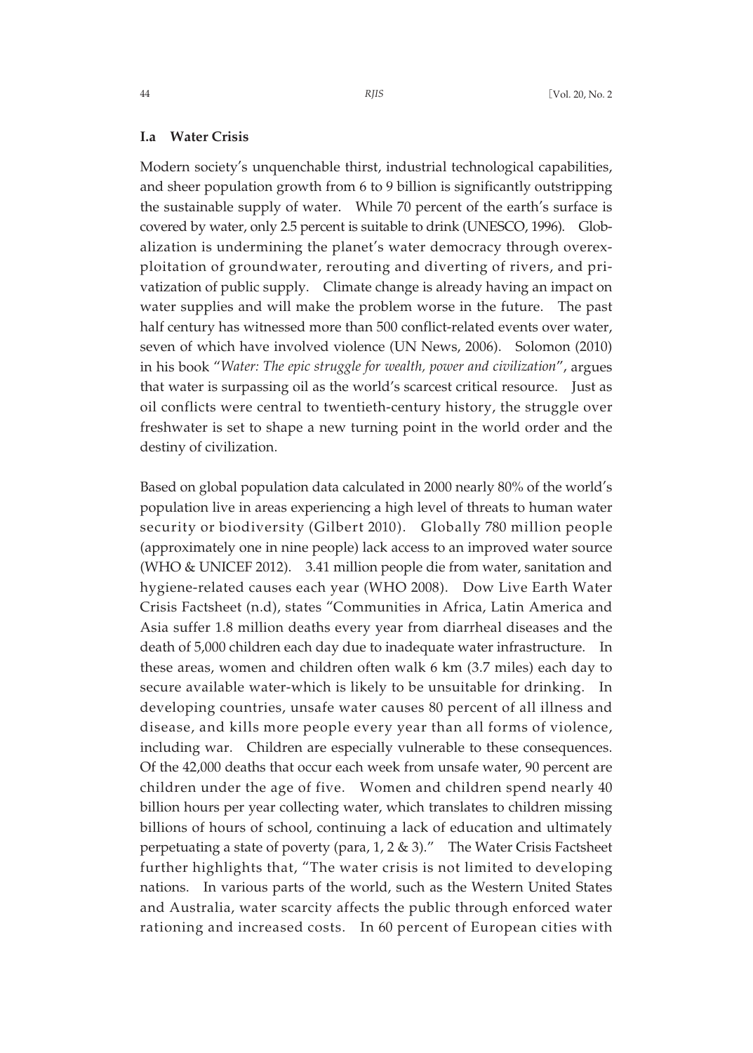### I.a Water Crisis

Modern society's unquenchable thirst, industrial technological capabilities, and sheer population growth from 6 to 9 billion is significantly outstripping the sustainable supply of water. While 70 percent of the earth's surface is covered by water, only 2.5 percent is suitable to drink (UNESCO, 1996). Globalization is undermining the planet's water democracy through overexploitation of groundwater, rerouting and diverting of rivers, and privatization of public supply. Climate change is already having an impact on water supplies and will make the problem worse in the future. The past half century has witnessed more than 500 conflict-related events over water, seven of which have involved violence (UN News, 2006). Solomon (2010) in his book "*Water: The epic struggle for wealth, power and civilization*", argues that water is surpassing oil as the world's scarcest critical resource. Just as oil conflicts were central to twentieth-century history, the struggle over freshwater is set to shape a new turning point in the world order and the destiny of civilization.

Based on global population data calculated in 2000 nearly 80% of the world's population live in areas experiencing a high level of threats to human water security or biodiversity (Gilbert 2010). Globally 780 million people (approximately one in nine people) lack access to an improved water source (WHO & UNICEF 2012). 3.41 million people die from water, sanitation and hygiene-related causes each year (WHO 2008). Dow Live Earth Water Crisis Factsheet (n.d), states "Communities in Africa, Latin America and Asia suffer 1.8 million deaths every year from diarrheal diseases and the death of 5,000 children each day due to inadequate water infrastructure. In these areas, women and children often walk 6 km (3.7 miles) each day to secure available water-which is likely to be unsuitable for drinking. In developing countries, unsafe water causes 80 percent of all illness and disease, and kills more people every year than all forms of violence, including war. Children are especially vulnerable to these consequences. Of the 42,000 deaths that occur each week from unsafe water, 90 percent are children under the age of five. Women and children spend nearly 40 billion hours per year collecting water, which translates to children missing billions of hours of school, continuing a lack of education and ultimately perpetuating a state of poverty (para, 1, 2 & 3)." The Water Crisis Factsheet further highlights that, "The water crisis is not limited to developing nations. In various parts of the world, such as the Western United States and Australia, water scarcity affects the public through enforced water rationing and increased costs. In 60 percent of European cities with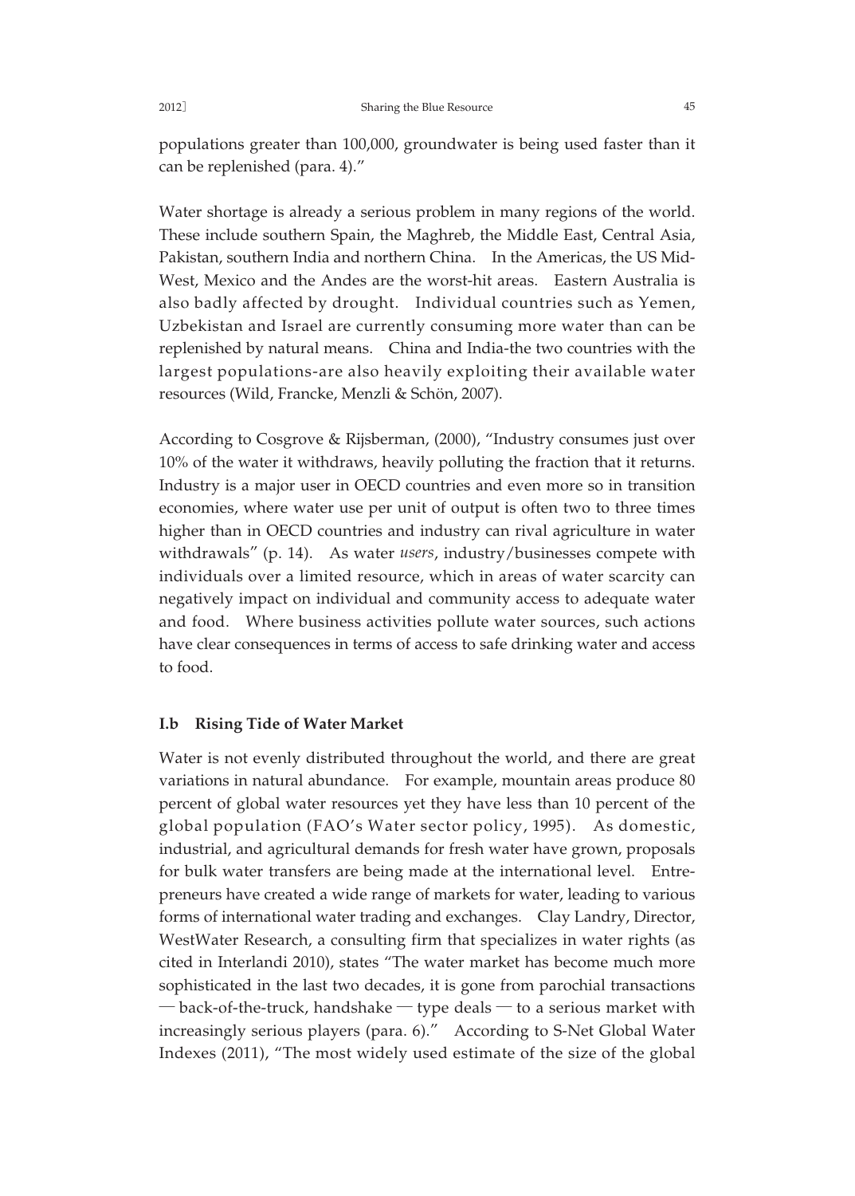populations greater than 100,000, groundwater is being used faster than it can be replenished (para. 4)."

Water shortage is already a serious problem in many regions of the world. These include southern Spain, the Maghreb, the Middle East, Central Asia, Pakistan, southern India and northern China. In the Americas, the US Mid-West, Mexico and the Andes are the worst-hit areas. Eastern Australia is also badly affected by drought. Individual countries such as Yemen, Uzbekistan and Israel are currently consuming more water than can be replenished by natural means. China and India-the two countries with the largest populations-are also heavily exploiting their available water resources (Wild, Francke, Menzli & Schön, 2007).

According to Cosgrove & Rijsberman, (2000), "Industry consumes just over 10% of the water it withdraws, heavily polluting the fraction that it returns. Industry is a major user in OECD countries and even more so in transition economies, where water use per unit of output is often two to three times higher than in OECD countries and industry can rival agriculture in water withdrawals" (p. 14). As water *users*, industry/businesses compete with individuals over a limited resource, which in areas of water scarcity can negatively impact on individual and community access to adequate water and food. Where business activities pollute water sources, such actions have clear consequences in terms of access to safe drinking water and access to food.

### I.b Rising Tide of Water Market

Water is not evenly distributed throughout the world, and there are great variations in natural abundance. For example, mountain areas produce 80 percent of global water resources yet they have less than 10 percent of the global population (FAO's Water sector policy, 1995). As domestic, industrial, and agricultural demands for fresh water have grown, proposals for bulk water transfers are being made at the international level. Entrepreneurs have created a wide range of markets for water, leading to various forms of international water trading and exchanges. Clay Landry, Director, WestWater Research, a consulting firm that specializes in water rights (as cited in Interlandi 2010), states "The water market has become much more sophisticated in the last two decades, it is gone from parochial transactions — back-of-the-truck, handshake — type deals — to a serious market with increasingly serious players (para. 6)." According to S-Net Global Water Indexes (2011), "The most widely used estimate of the size of the global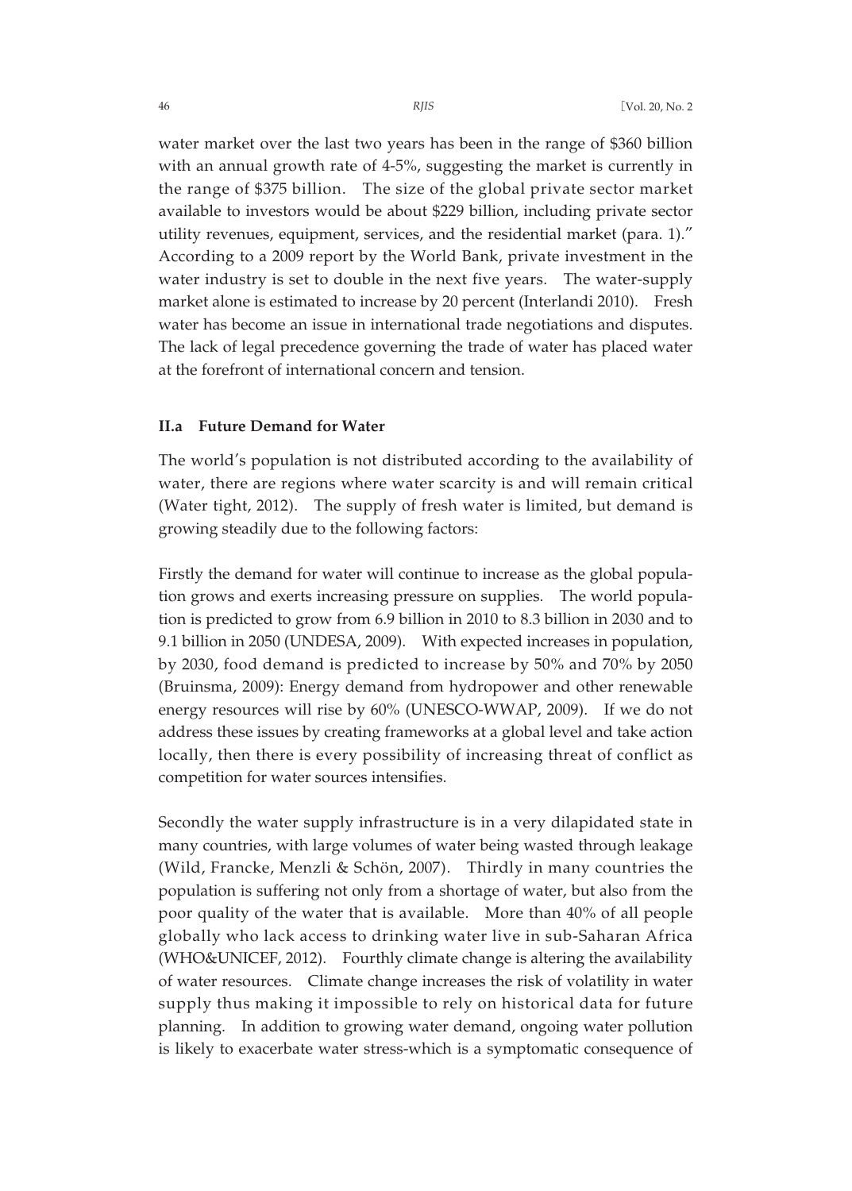water market over the last two years has been in the range of $360 billion with an annual growth rate of 4-5%, suggesting the market is currently in the range of $375 billion. The size of the global private sector market available to investors would be about $229 billion, including private sector utility revenues, equipment, services, and the residential market (para. 1)." According to a 2009 report by the World Bank, private investment in the water industry is set to double in the next five years. The water-supply market alone is estimated to increase by 20 percent (Interlandi 2010). Fresh water has become an issue in international trade negotiations and disputes. The lack of legal precedence governing the trade of water has placed water at the forefront of international concern and tension.

### II.a Future Demand for Water

The world's population is not distributed according to the availability of water, there are regions where water scarcity is and will remain critical (Water tight, 2012). The supply of fresh water is limited, but demand is growing steadily due to the following factors:

Firstly the demand for water will continue to increase as the global population grows and exerts increasing pressure on supplies. The world population is predicted to grow from 6.9 billion in 2010 to 8.3 billion in 2030 and to 9.1 billion in 2050 (UNDESA, 2009). With expected increases in population, by 2030, food demand is predicted to increase by 50% and 70% by 2050 (Bruinsma, 2009): Energy demand from hydropower and other renewable energy resources will rise by 60% (UNESCO-WWAP, 2009). If we do not address these issues by creating frameworks at a global level and take action locally, then there is every possibility of increasing threat of conflict as competition for water sources intensifies.

Secondly the water supply infrastructure is in a very dilapidated state in many countries, with large volumes of water being wasted through leakage (Wild, Francke, Menzli & Schön, 2007). Thirdly in many countries the population is suffering not only from a shortage of water, but also from the poor quality of the water that is available. More than 40% of all people globally who lack access to drinking water live in sub-Saharan Africa (WHO&UNICEF, 2012). Fourthly climate change is altering the availability of water resources. Climate change increases the risk of volatility in water supply thus making it impossible to rely on historical data for future planning. In addition to growing water demand, ongoing water pollution is likely to exacerbate water stress-which is a symptomatic consequence of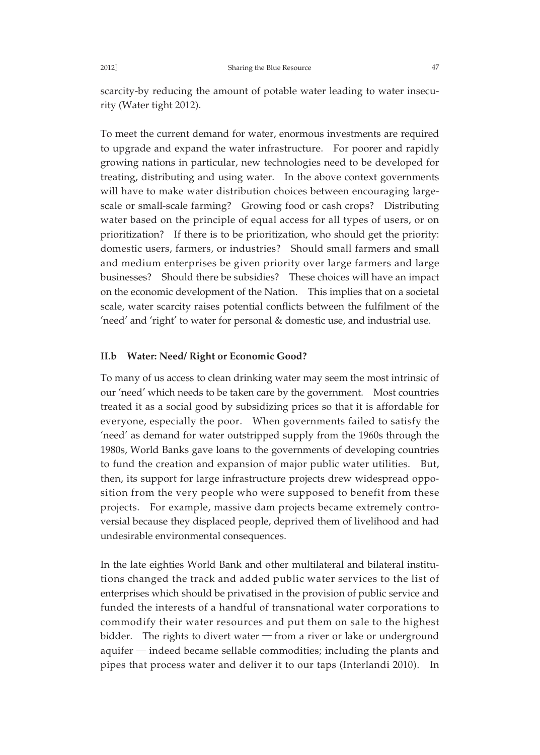scarcity-by reducing the amount of potable water leading to water insecurity (Water tight 2012).

To meet the current demand for water, enormous investments are required to upgrade and expand the water infrastructure. For poorer and rapidly growing nations in particular, new technologies need to be developed for treating, distributing and using water. In the above context governments will have to make water distribution choices between encouraging large-scale or small-scale farming? Growing food or cash crops? Distributing water based on the principle of equal access for all types of users, or on prioritization? If there is to be prioritization, who should get the priority: domestic users, farmers, or industries? Should small farmers and small and medium enterprises be given priority over large farmers and large businesses? Should there be subsidies? These choices will have an impact on the economic development of the Nation. This implies that on a societal scale, water scarcity raises potential conflicts between the fulfilment of the 'need' and 'right' to water for personal & domestic use, and industrial use.

### II.b Water: Need/ Right or Economic Good?

To many of us access to clean drinking water may seem the most intrinsic of our 'need' which needs to be taken care by the government. Most countries treated it as a social good by subsidizing prices so that it is affordable for everyone, especially the poor. When governments failed to satisfy the 'need' as demand for water outstripped supply from the 1960s through the 1980s, World Banks gave loans to the governments of developing countries to fund the creation and expansion of major public water utilities. But, then, its support for large infrastructure projects drew widespread opposition from the very people who were supposed to benefit from these projects. For example, massive dam projects became extremely controversial because they displaced people, deprived them of livelihood and had undesirable environmental consequences.

In the late eighties World Bank and other multilateral and bilateral institutions changed the track and added public water services to the list of enterprises which should be privatised in the provision of public service and funded the interests of a handful of transnational water corporations to commodify their water resources and put them on sale to the highest bidder. The rights to divert water — from a river or lake or underground aquifer — indeed became sellable commodities; including the plants and pipes that process water and deliver it to our taps (Interlandi 2010). In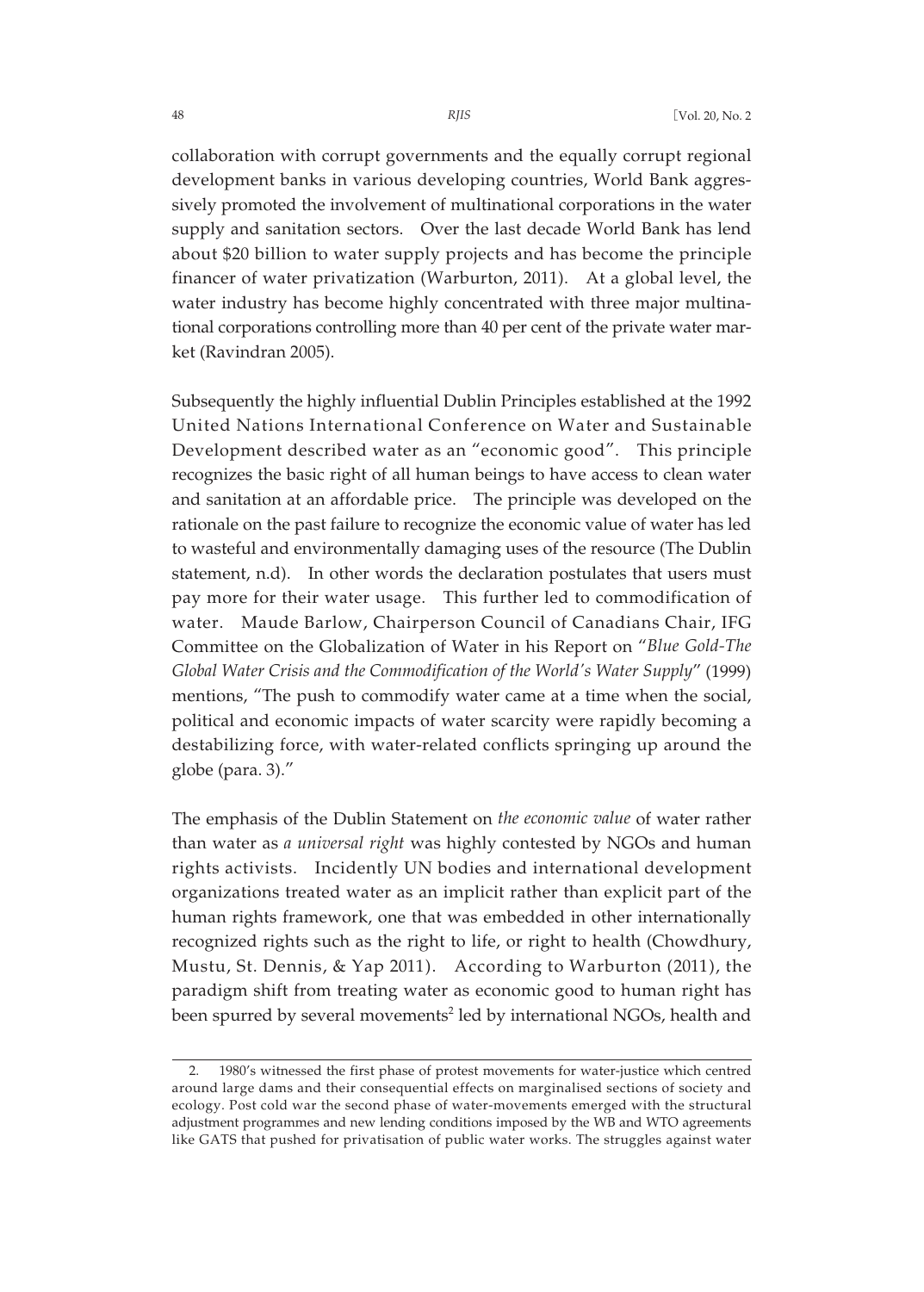collaboration with corrupt governments and the equally corrupt regional development banks in various developing countries, World Bank aggressively promoted the involvement of multinational corporations in the water supply and sanitation sectors. Over the last decade World Bank has lend about $20 billion to water supply projects and has become the principle financer of water privatization (Warburton, 2011). At a global level, the water industry has become highly concentrated with three major multinational corporations controlling more than 40 per cent of the private water market (Ravindran 2005).

Subsequently the highly influential Dublin Principles established at the 1992 United Nations International Conference on Water and Sustainable Development described water as an "economic good". This principle recognizes the basic right of all human beings to have access to clean water and sanitation at an affordable price. The principle was developed on the rationale on the past failure to recognize the economic value of water has led to wasteful and environmentally damaging uses of the resource (The Dublin statement, n.d). In other words the declaration postulates that users must pay more for their water usage. This further led to commodification of water. Maude Barlow, Chairperson Council of Canadians Chair, IFG Committee on the Globalization of Water in his Report on "*Blue Gold-The Global Water Crisis and the Commodification of the World's Water Supply*" (1999) mentions, "The push to commodify water came at a time when the social, political and economic impacts of water scarcity were rapidly becoming a destabilizing force, with water-related conflicts springing up around the globe (para. 3)."

The emphasis of the Dublin Statement on *the economic value* of water rather than water as *a universal right* was highly contested by NGOs and human rights activists. Incidently UN bodies and international development organizations treated water as an implicit rather than explicit part of the human rights framework, one that was embedded in other internationally recognized rights such as the right to life, or right to health (Chowdhury, Mustu, St. Dennis, & Yap 2011). According to Warburton (2011), the paradigm shift from treating water as economic good to human right has been spurred by several movements[2] led by international NGOs, health and

2. 1980's witnessed the first phase of protest movements for water-justice which centred around large dams and their consequential effects on marginalised sections of society and ecology. Post cold war the second phase of water-movements emerged with the structural adjustment programmes and new lending conditions imposed by the WB and WTO agreements like GATS that pushed for privatisation of public water works. The struggles against water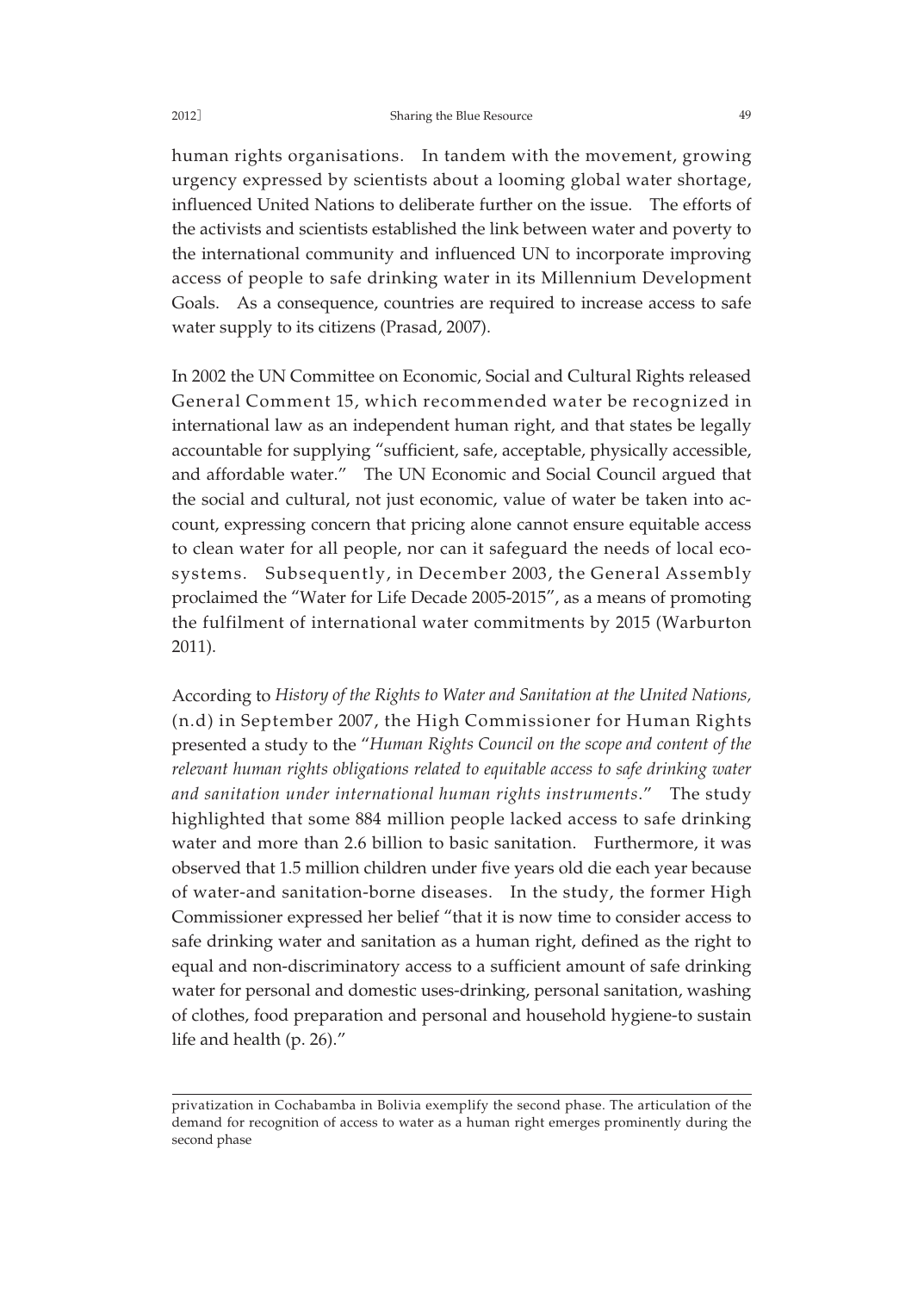human rights organisations. In tandem with the movement, growing urgency expressed by scientists about a looming global water shortage, influenced United Nations to deliberate further on the issue. The efforts of the activists and scientists established the link between water and poverty to the international community and influenced UN to incorporate improving access of people to safe drinking water in its Millennium Development Goals. As a consequence, countries are required to increase access to safe water supply to its citizens (Prasad, 2007).

In 2002 the UN Committee on Economic, Social and Cultural Rights released General Comment 15, which recommended water be recognized in international law as an independent human right, and that states be legally accountable for supplying "sufficient, safe, acceptable, physically accessible, and affordable water." The UN Economic and Social Council argued that the social and cultural, not just economic, value of water be taken into account, expressing concern that pricing alone cannot ensure equitable access to clean water for all people, nor can it safeguard the needs of local ecosystems. Subsequently, in December 2003, the General Assembly proclaimed the "Water for Life Decade 2005-2015", as a means of promoting the fulfilment of international water commitments by 2015 (Warburton 2011).

According to *History of the Rights to Water and Sanitation at the United Nations,* (n.d) in September 2007, the High Commissioner for Human Rights presented a study to the "*Human Rights Council on the scope and content of the relevant human rights obligations related to equitable access to safe drinking water and sanitation under international human rights instruments*." The study highlighted that some 884 million people lacked access to safe drinking water and more than 2.6 billion to basic sanitation. Furthermore, it was observed that 1.5 million children under five years old die each year because of water-and sanitation-borne diseases. In the study, the former High Commissioner expressed her belief "that it is now time to consider access to safe drinking water and sanitation as a human right, defined as the right to equal and non-discriminatory access to a sufficient amount of safe drinking water for personal and domestic uses-drinking, personal sanitation, washing of clothes, food preparation and personal and household hygiene-to sustain life and health (p. 26)."

---

privatization in Cochabamba in Bolivia exemplify the second phase. The articulation of the demand for recognition of access to water as a human right emerges prominently during the second phase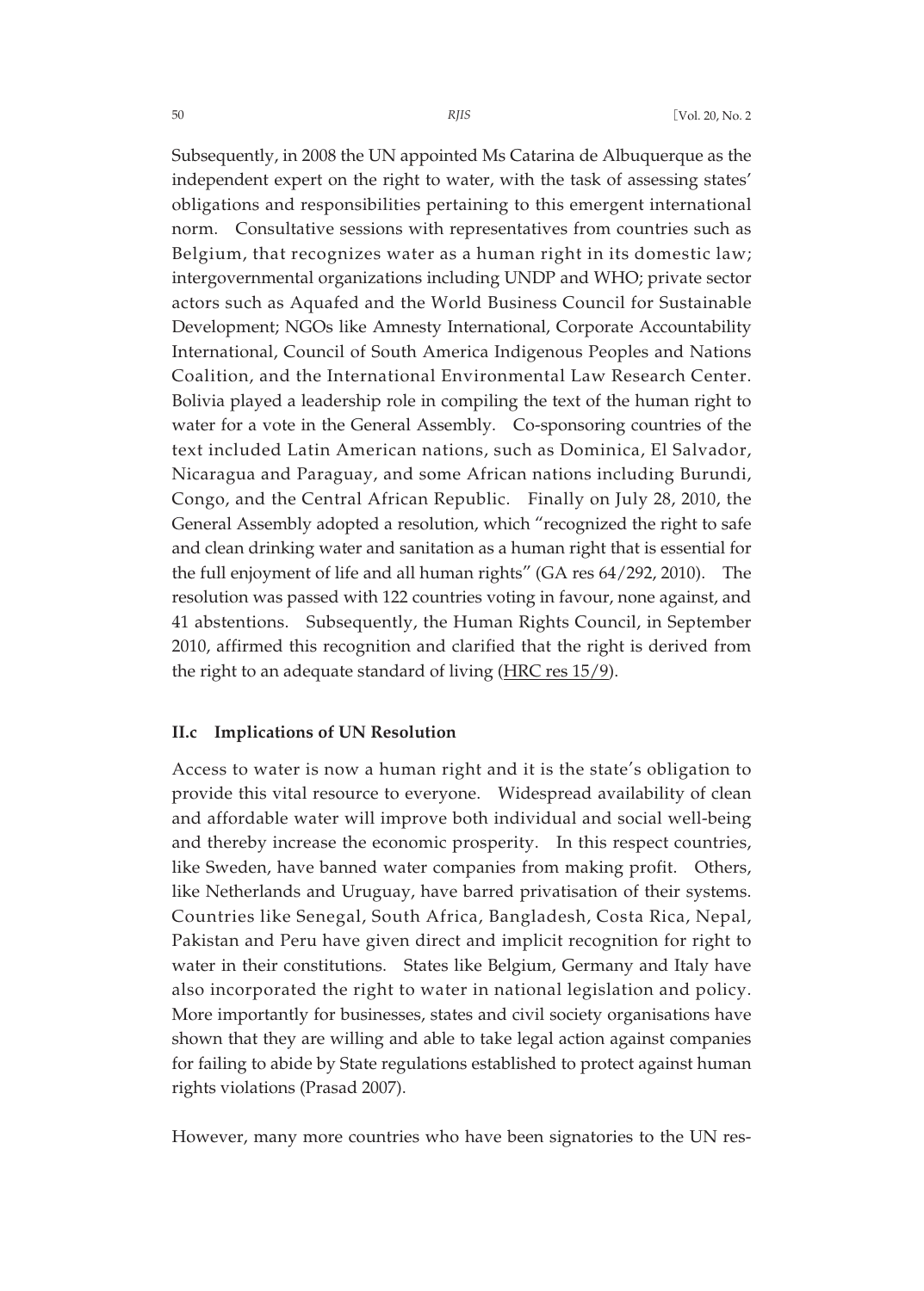Subsequently, in 2008 the UN appointed Ms Catarina de Albuquerque as the independent expert on the right to water, with the task of assessing states' obligations and responsibilities pertaining to this emergent international norm. Consultative sessions with representatives from countries such as Belgium, that recognizes water as a human right in its domestic law; intergovernmental organizations including UNDP and WHO; private sector actors such as Aquafed and the World Business Council for Sustainable Development; NGOs like Amnesty International, Corporate Accountability International, Council of South America Indigenous Peoples and Nations Coalition, and the International Environmental Law Research Center. Bolivia played a leadership role in compiling the text of the human right to water for a vote in the General Assembly. Co-sponsoring countries of the text included Latin American nations, such as Dominica, El Salvador, Nicaragua and Paraguay, and some African nations including Burundi, Congo, and the Central African Republic. Finally on July 28, 2010, the General Assembly adopted a resolution, which "recognized the right to safe and clean drinking water and sanitation as a human right that is essential for the full enjoyment of life and all human rights" (GA res 64/292, 2010). The resolution was passed with 122 countries voting in favour, none against, and 41 abstentions. Subsequently, the Human Rights Council, in September 2010, affirmed this recognition and clarified that the right is derived from the right to an adequate standard of living (HRC res 15/9).

### II.c Implications of UN Resolution

Access to water is now a human right and it is the state's obligation to provide this vital resource to everyone. Widespread availability of clean and affordable water will improve both individual and social well-being and thereby increase the economic prosperity. In this respect countries, like Sweden, have banned water companies from making profit. Others, like Netherlands and Uruguay, have barred privatisation of their systems. Countries like Senegal, South Africa, Bangladesh, Costa Rica, Nepal, Pakistan and Peru have given direct and implicit recognition for right to water in their constitutions. States like Belgium, Germany and Italy have also incorporated the right to water in national legislation and policy. More importantly for businesses, states and civil society organisations have shown that they are willing and able to take legal action against companies for failing to abide by State regulations established to protect against human rights violations (Prasad 2007).

However, many more countries who have been signatories to the UN res-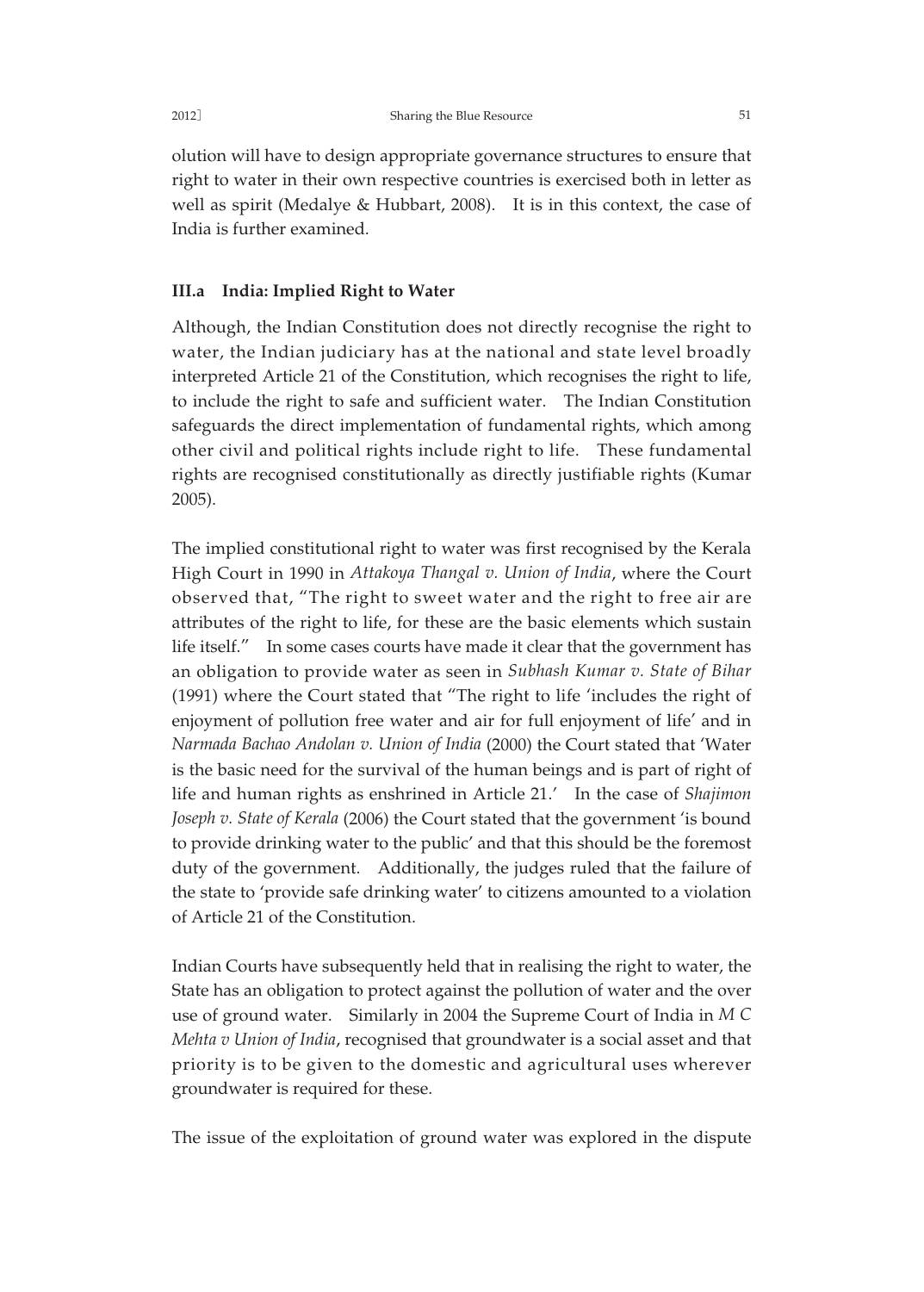olution will have to design appropriate governance structures to ensure that right to water in their own respective countries is exercised both in letter as well as spirit (Medalye & Hubbart, 2008). It is in this context, the case of India is further examined.

### III.a India: Implied Right to Water

Although, the Indian Constitution does not directly recognise the right to water, the Indian judiciary has at the national and state level broadly interpreted Article 21 of the Constitution, which recognises the right to life, to include the right to safe and sufficient water. The Indian Constitution safeguards the direct implementation of fundamental rights, which among other civil and political rights include right to life. These fundamental rights are recognised constitutionally as directly justifiable rights (Kumar 2005).

The implied constitutional right to water was first recognised by the Kerala High Court in 1990 in *Attakoya Thangal v. Union of India*, where the Court observed that, "The right to sweet water and the right to free air are attributes of the right to life, for these are the basic elements which sustain life itself." In some cases courts have made it clear that the government has an obligation to provide water as seen in *Subhash Kumar v. State of Bihar* (1991) where the Court stated that "The right to life 'includes the right of enjoyment of pollution free water and air for full enjoyment of life' and in *Narmada Bachao Andolan v. Union of India* (2000) the Court stated that 'Water is the basic need for the survival of the human beings and is part of right of life and human rights as enshrined in Article 21.' In the case of *Shajimon Joseph v. State of Kerala* (2006) the Court stated that the government 'is bound to provide drinking water to the public' and that this should be the foremost duty of the government. Additionally, the judges ruled that the failure of the state to 'provide safe drinking water' to citizens amounted to a violation of Article 21 of the Constitution.

Indian Courts have subsequently held that in realising the right to water, the State has an obligation to protect against the pollution of water and the over use of ground water. Similarly in 2004 the Supreme Court of India in *M C Mehta v Union of India*, recognised that groundwater is a social asset and that priority is to be given to the domestic and agricultural uses wherever groundwater is required for these.

The issue of the exploitation of ground water was explored in the dispute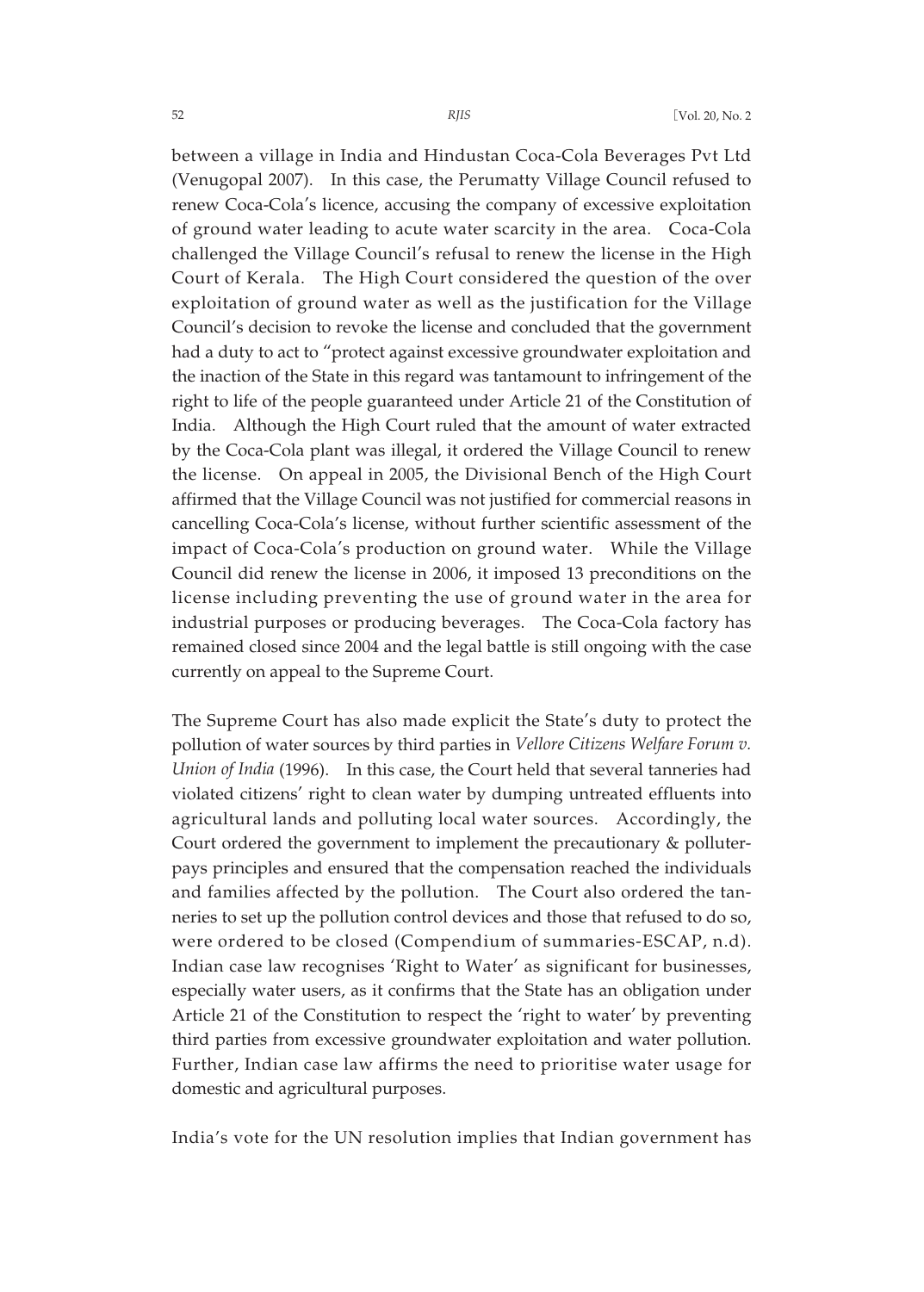between a village in India and Hindustan Coca-Cola Beverages Pvt Ltd (Venugopal 2007). In this case, the Perumatty Village Council refused to renew Coca-Cola's licence, accusing the company of excessive exploitation of ground water leading to acute water scarcity in the area. Coca-Cola challenged the Village Council's refusal to renew the license in the High Court of Kerala. The High Court considered the question of the over exploitation of ground water as well as the justification for the Village Council's decision to revoke the license and concluded that the government had a duty to act to "protect against excessive groundwater exploitation and the inaction of the State in this regard was tantamount to infringement of the right to life of the people guaranteed under Article 21 of the Constitution of India. Although the High Court ruled that the amount of water extracted by the Coca-Cola plant was illegal, it ordered the Village Council to renew the license. On appeal in 2005, the Divisional Bench of the High Court affirmed that the Village Council was not justified for commercial reasons in cancelling Coca-Cola's license, without further scientific assessment of the impact of Coca-Cola's production on ground water. While the Village Council did renew the license in 2006, it imposed 13 preconditions on the license including preventing the use of ground water in the area for industrial purposes or producing beverages. The Coca-Cola factory has remained closed since 2004 and the legal battle is still ongoing with the case currently on appeal to the Supreme Court.

The Supreme Court has also made explicit the State's duty to protect the pollution of water sources by third parties in *Vellore Citizens Welfare Forum v. Union of India* (1996). In this case, the Court held that several tanneries had violated citizens' right to clean water by dumping untreated effluents into agricultural lands and polluting local water sources. Accordingly, the Court ordered the government to implement the precautionary & polluter-pays principles and ensured that the compensation reached the individuals and families affected by the pollution. The Court also ordered the tanneries to set up the pollution control devices and those that refused to do so, were ordered to be closed (Compendium of summaries-ESCAP, n.d). Indian case law recognises 'Right to Water' as significant for businesses, especially water users, as it confirms that the State has an obligation under Article 21 of the Constitution to respect the 'right to water' by preventing third parties from excessive groundwater exploitation and water pollution. Further, Indian case law affirms the need to prioritise water usage for domestic and agricultural purposes.

India's vote for the UN resolution implies that Indian government has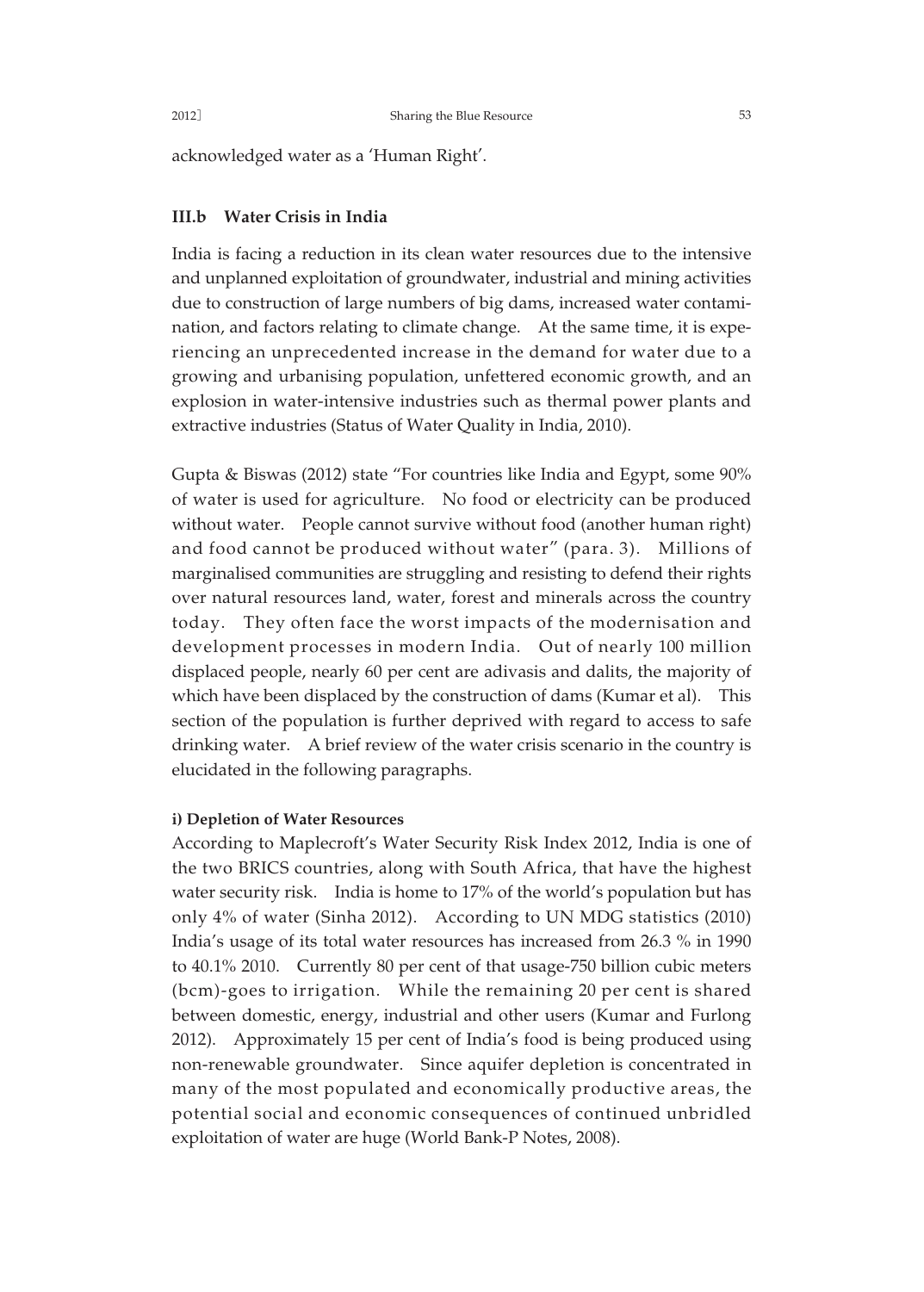acknowledged water as a 'Human Right'.

### III.b Water Crisis in India

India is facing a reduction in its clean water resources due to the intensive and unplanned exploitation of groundwater, industrial and mining activities due to construction of large numbers of big dams, increased water contamination, and factors relating to climate change. At the same time, it is experiencing an unprecedented increase in the demand for water due to a growing and urbanising population, unfettered economic growth, and an explosion in water-intensive industries such as thermal power plants and extractive industries (Status of Water Quality in India, 2010).

Gupta & Biswas (2012) state "For countries like India and Egypt, some 90% of water is used for agriculture. No food or electricity can be produced without water. People cannot survive without food (another human right) and food cannot be produced without water" (para. 3). Millions of marginalised communities are struggling and resisting to defend their rights over natural resources land, water, forest and minerals across the country today. They often face the worst impacts of the modernisation and development processes in modern India. Out of nearly 100 million displaced people, nearly 60 per cent are adivasis and dalits, the majority of which have been displaced by the construction of dams (Kumar et al). This section of the population is further deprived with regard to access to safe drinking water. A brief review of the water crisis scenario in the country is elucidated in the following paragraphs.

#### i) Depletion of Water Resources

According to Maplecroft's Water Security Risk Index 2012, India is one of the two BRICS countries, along with South Africa, that have the highest water security risk. India is home to 17% of the world's population but has only 4% of water (Sinha 2012). According to UN MDG statistics (2010) India's usage of its total water resources has increased from 26.3 % in 1990 to 40.1% 2010. Currently 80 per cent of that usage-750 billion cubic meters (bcm)-goes to irrigation. While the remaining 20 per cent is shared between domestic, energy, industrial and other users (Kumar and Furlong 2012). Approximately 15 per cent of India's food is being produced using non-renewable groundwater. Since aquifer depletion is concentrated in many of the most populated and economically productive areas, the potential social and economic consequences of continued unbridled exploitation of water are huge (World Bank-P Notes, 2008).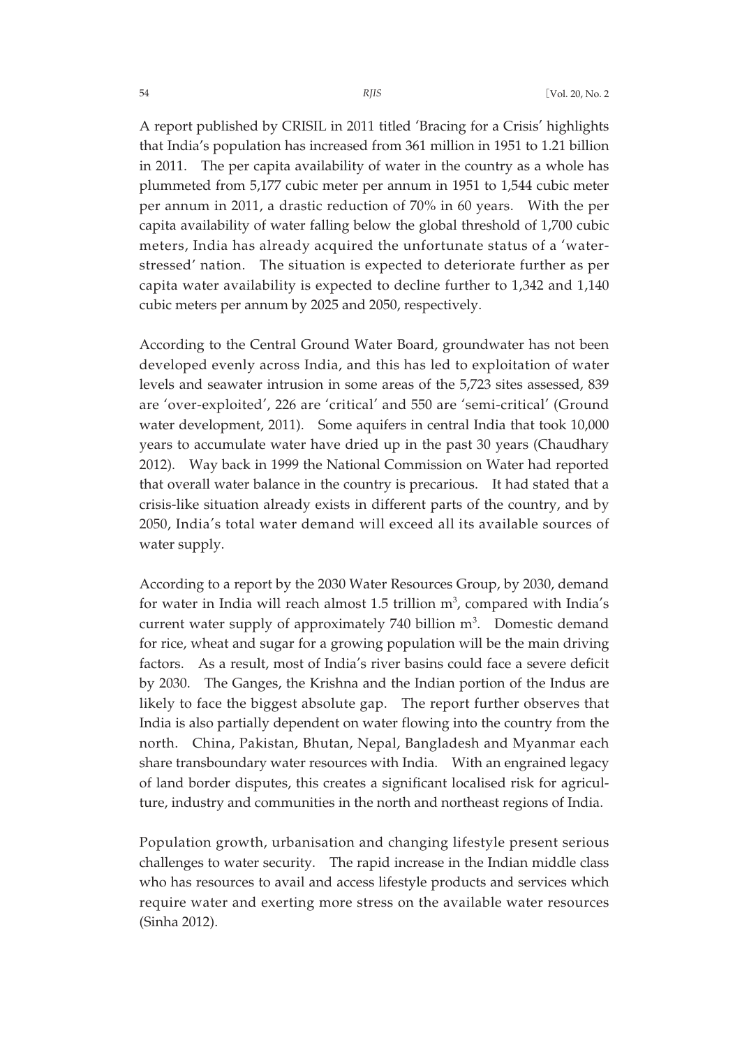A report published by CRISIL in 2011 titled 'Bracing for a Crisis' highlights that India's population has increased from 361 million in 1951 to 1.21 billion in 2011. The per capita availability of water in the country as a whole has plummeted from 5,177 cubic meter per annum in 1951 to 1,544 cubic meter per annum in 2011, a drastic reduction of 70% in 60 years. With the per capita availability of water falling below the global threshold of 1,700 cubic meters, India has already acquired the unfortunate status of a 'water-stressed' nation. The situation is expected to deteriorate further as per capita water availability is expected to decline further to 1,342 and 1,140 cubic meters per annum by 2025 and 2050, respectively.

According to the Central Ground Water Board, groundwater has not been developed evenly across India, and this has led to exploitation of water levels and seawater intrusion in some areas of the 5,723 sites assessed, 839 are 'over-exploited', 226 are 'critical' and 550 are 'semi-critical' (Ground water development, 2011). Some aquifers in central India that took 10,000 years to accumulate water have dried up in the past 30 years (Chaudhary 2012). Way back in 1999 the National Commission on Water had reported that overall water balance in the country is precarious. It had stated that a crisis-like situation already exists in different parts of the country, and by 2050, India's total water demand will exceed all its available sources of water supply.

According to a report by the 2030 Water Resources Group, by 2030, demand for water in India will reach almost 1.5 trillion $m^3$, compared with India's current water supply of approximately 740 billion $m^3$. Domestic demand for rice, wheat and sugar for a growing population will be the main driving factors. As a result, most of India's river basins could face a severe deficit by 2030. The Ganges, the Krishna and the Indian portion of the Indus are likely to face the biggest absolute gap. The report further observes that India is also partially dependent on water flowing into the country from the north. China, Pakistan, Bhutan, Nepal, Bangladesh and Myanmar each share transboundary water resources with India. With an engrained legacy of land border disputes, this creates a significant localised risk for agriculture, industry and communities in the north and northeast regions of India.

Population growth, urbanisation and changing lifestyle present serious challenges to water security. The rapid increase in the Indian middle class who has resources to avail and access lifestyle products and services which require water and exerting more stress on the available water resources (Sinha 2012).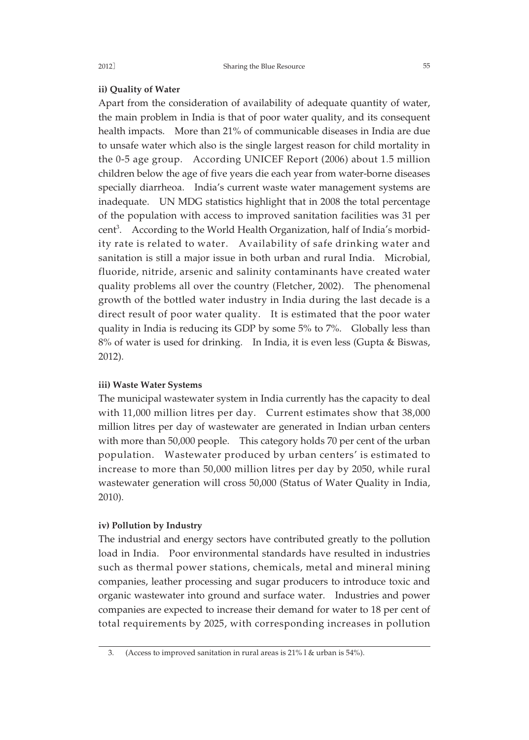**ii) Quality of Water**

Apart from the consideration of availability of adequate quantity of water, the main problem in India is that of poor water quality, and its consequent health impacts. More than 21% of communicable diseases in India are due to unsafe water which also is the single largest reason for child mortality in the 0-5 age group. According UNICEF Report (2006) about 1.5 million children below the age of five years die each year from water-borne diseases specially diarrheoa. India's current waste water management systems are inadequate. UN MDG statistics highlight that in 2008 the total percentage of the population with access to improved sanitation facilities was 31 per cent[3]. According to the World Health Organization, half of India's morbidity rate is related to water. Availability of safe drinking water and sanitation is still a major issue in both urban and rural India. Microbial, fluoride, nitride, arsenic and salinity contaminants have created water quality problems all over the country (Fletcher, 2002). The phenomenal growth of the bottled water industry in India during the last decade is a direct result of poor water quality. It is estimated that the poor water quality in India is reducing its GDP by some 5% to 7%. Globally less than 8% of water is used for drinking. In India, it is even less (Gupta & Biswas, 2012).

**iii) Waste Water Systems**

The municipal wastewater system in India currently has the capacity to deal with 11,000 million litres per day. Current estimates show that 38,000 million litres per day of wastewater are generated in Indian urban centers with more than 50,000 people. This category holds 70 per cent of the urban population. Wastewater produced by urban centers' is estimated to increase to more than 50,000 million litres per day by 2050, while rural wastewater generation will cross 50,000 (Status of Water Quality in India, 2010).

**iv) Pollution by Industry**

The industrial and energy sectors have contributed greatly to the pollution load in India. Poor environmental standards have resulted in industries such as thermal power stations, chemicals, metal and mineral mining companies, leather processing and sugar producers to introduce toxic and organic wastewater into ground and surface water. Industries and power companies are expected to increase their demand for water to 18 per cent of total requirements by 2025, with corresponding increases in pollution

3. (Access to improved sanitation in rural areas is 21% l & urban is 54%).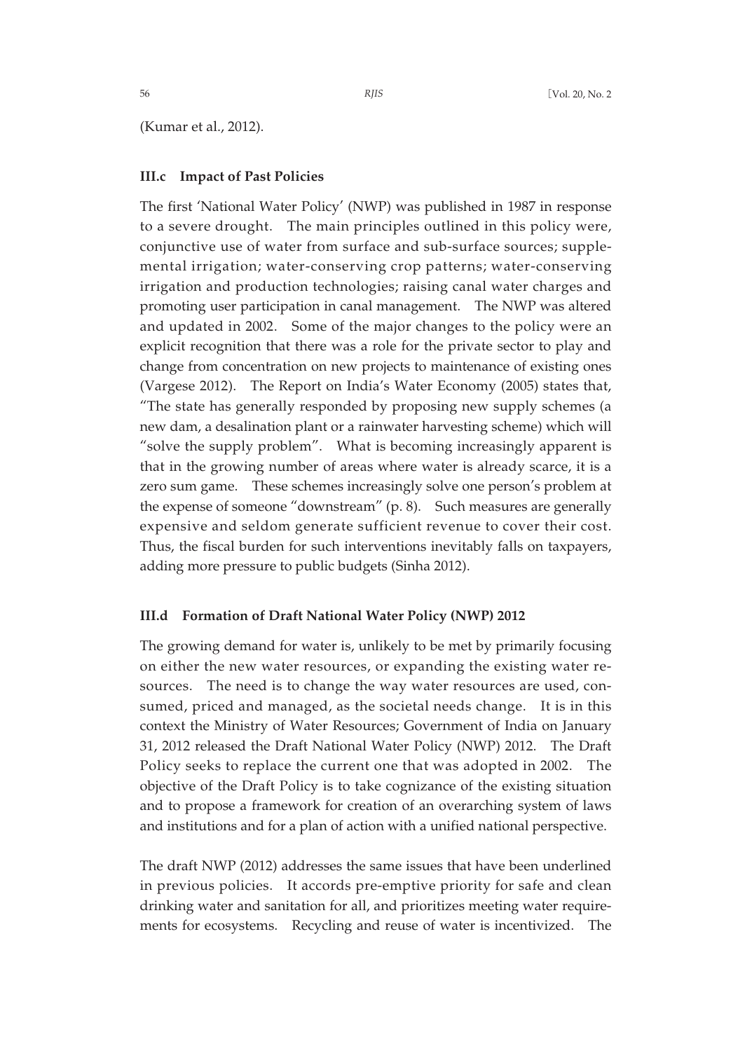(Kumar et al., 2012).

### III.c Impact of Past Policies

The first 'National Water Policy' (NWP) was published in 1987 in response to a severe drought. The main principles outlined in this policy were, conjunctive use of water from surface and sub-surface sources; supplemental irrigation; water-conserving crop patterns; water-conserving irrigation and production technologies; raising canal water charges and promoting user participation in canal management. The NWP was altered and updated in 2002. Some of the major changes to the policy were an explicit recognition that there was a role for the private sector to play and change from concentration on new projects to maintenance of existing ones (Vargese 2012). The Report on India's Water Economy (2005) states that, "The state has generally responded by proposing new supply schemes (a new dam, a desalination plant or a rainwater harvesting scheme) which will "solve the supply problem". What is becoming increasingly apparent is that in the growing number of areas where water is already scarce, it is a zero sum game. These schemes increasingly solve one person's problem at the expense of someone "downstream" (p. 8). Such measures are generally expensive and seldom generate sufficient revenue to cover their cost. Thus, the fiscal burden for such interventions inevitably falls on taxpayers, adding more pressure to public budgets (Sinha 2012).

### III.d Formation of Draft National Water Policy (NWP) 2012

The growing demand for water is, unlikely to be met by primarily focusing on either the new water resources, or expanding the existing water resources. The need is to change the way water resources are used, consumed, priced and managed, as the societal needs change. It is in this context the Ministry of Water Resources; Government of India on January 31, 2012 released the Draft National Water Policy (NWP) 2012. The Draft Policy seeks to replace the current one that was adopted in 2002. The objective of the Draft Policy is to take cognizance of the existing situation and to propose a framework for creation of an overarching system of laws and institutions and for a plan of action with a unified national perspective.

The draft NWP (2012) addresses the same issues that have been underlined in previous policies. It accords pre-emptive priority for safe and clean drinking water and sanitation for all, and prioritizes meeting water requirements for ecosystems. Recycling and reuse of water is incentivized. The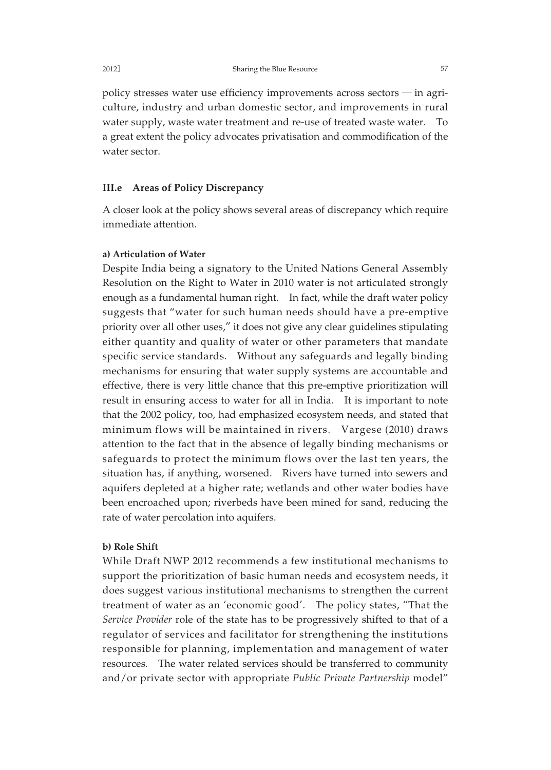policy stresses water use efficiency improvements across sectors — in agriculture, industry and urban domestic sector, and improvements in rural water supply, waste water treatment and re-use of treated waste water. To a great extent the policy advocates privatisation and commodification of the water sector.

### III.e Areas of Policy Discrepancy

A closer look at the policy shows several areas of discrepancy which require immediate attention.

#### a) Articulation of Water

Despite India being a signatory to the United Nations General Assembly Resolution on the Right to Water in 2010 water is not articulated strongly enough as a fundamental human right. In fact, while the draft water policy suggests that "water for such human needs should have a pre-emptive priority over all other uses," it does not give any clear guidelines stipulating either quantity and quality of water or other parameters that mandate specific service standards. Without any safeguards and legally binding mechanisms for ensuring that water supply systems are accountable and effective, there is very little chance that this pre-emptive prioritization will result in ensuring access to water for all in India. It is important to note that the 2002 policy, too, had emphasized ecosystem needs, and stated that minimum flows will be maintained in rivers. Vargese (2010) draws attention to the fact that in the absence of legally binding mechanisms or safeguards to protect the minimum flows over the last ten years, the situation has, if anything, worsened. Rivers have turned into sewers and aquifers depleted at a higher rate; wetlands and other water bodies have been encroached upon; riverbeds have been mined for sand, reducing the rate of water percolation into aquifers.

#### b) Role Shift

While Draft NWP 2012 recommends a few institutional mechanisms to support the prioritization of basic human needs and ecosystem needs, it does suggest various institutional mechanisms to strengthen the current treatment of water as an 'economic good'. The policy states, "That the *Service Provider* role of the state has to be progressively shifted to that of a regulator of services and facilitator for strengthening the institutions responsible for planning, implementation and management of water resources. The water related services should be transferred to community and/or private sector with appropriate *Public Private Partnership* model"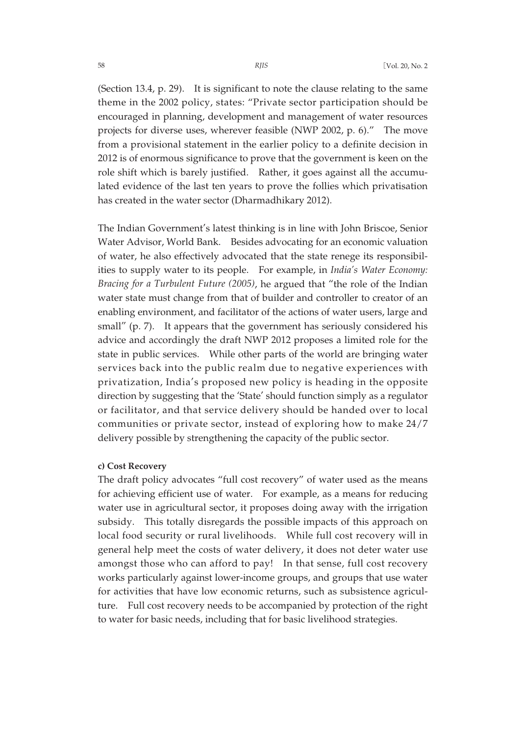(Section 13.4, p. 29). It is significant to note the clause relating to the same theme in the 2002 policy, states: "Private sector participation should be encouraged in planning, development and management of water resources projects for diverse uses, wherever feasible (NWP 2002, p. 6)." The move from a provisional statement in the earlier policy to a definite decision in 2012 is of enormous significance to prove that the government is keen on the role shift which is barely justified. Rather, it goes against all the accumulated evidence of the last ten years to prove the follies which privatisation has created in the water sector (Dharmadhikary 2012).

The Indian Government's latest thinking is in line with John Briscoe, Senior Water Advisor, World Bank. Besides advocating for an economic valuation of water, he also effectively advocated that the state renege its responsibilities to supply water to its people. For example, in *India's Water Economy: Bracing for a Turbulent Future (2005)*, he argued that "the role of the Indian water state must change from that of builder and controller to creator of an enabling environment, and facilitator of the actions of water users, large and small" (p. 7). It appears that the government has seriously considered his advice and accordingly the draft NWP 2012 proposes a limited role for the state in public services. While other parts of the world are bringing water services back into the public realm due to negative experiences with privatization, India's proposed new policy is heading in the opposite direction by suggesting that the 'State' should function simply as a regulator or facilitator, and that service delivery should be handed over to local communities or private sector, instead of exploring how to make 24/7 delivery possible by strengthening the capacity of the public sector.

**c) Cost Recovery**

The draft policy advocates "full cost recovery" of water used as the means for achieving efficient use of water. For example, as a means for reducing water use in agricultural sector, it proposes doing away with the irrigation subsidy. This totally disregards the possible impacts of this approach on local food security or rural livelihoods. While full cost recovery will in general help meet the costs of water delivery, it does not deter water use amongst those who can afford to pay! In that sense, full cost recovery works particularly against lower-income groups, and groups that use water for activities that have low economic returns, such as subsistence agriculture. Full cost recovery needs to be accompanied by protection of the right to water for basic needs, including that for basic livelihood strategies.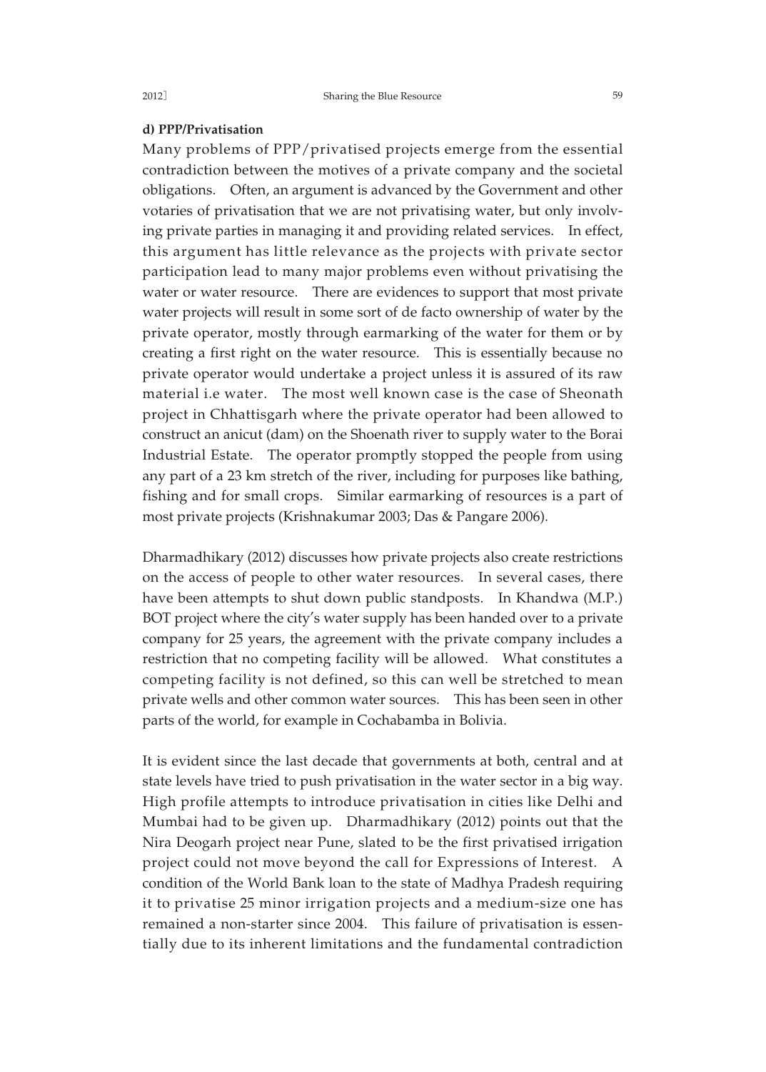**d) PPP/Privatisation**

Many problems of PPP/privatised projects emerge from the essential contradiction between the motives of a private company and the societal obligations. Often, an argument is advanced by the Government and other votaries of privatisation that we are not privatising water, but only involving private parties in managing it and providing related services. In effect, this argument has little relevance as the projects with private sector participation lead to many major problems even without privatising the water or water resource. There are evidences to support that most private water projects will result in some sort of de facto ownership of water by the private operator, mostly through earmarking of the water for them or by creating a first right on the water resource. This is essentially because no private operator would undertake a project unless it is assured of its raw material i.e water. The most well known case is the case of Sheonath project in Chhattisgarh where the private operator had been allowed to construct an anicut (dam) on the Shoenath river to supply water to the Borai Industrial Estate. The operator promptly stopped the people from using any part of a 23 km stretch of the river, including for purposes like bathing, fishing and for small crops. Similar earmarking of resources is a part of most private projects (Krishnakumar 2003; Das & Pangare 2006).

Dharmadhikary (2012) discusses how private projects also create restrictions on the access of people to other water resources. In several cases, there have been attempts to shut down public standposts. In Khandwa (M.P.) BOT project where the city's water supply has been handed over to a private company for 25 years, the agreement with the private company includes a restriction that no competing facility will be allowed. What constitutes a competing facility is not defined, so this can well be stretched to mean private wells and other common water sources. This has been seen in other parts of the world, for example in Cochabamba in Bolivia.

It is evident since the last decade that governments at both, central and at state levels have tried to push privatisation in the water sector in a big way. High profile attempts to introduce privatisation in cities like Delhi and Mumbai had to be given up. Dharmadhikary (2012) points out that the Nira Deogarh project near Pune, slated to be the first privatised irrigation project could not move beyond the call for Expressions of Interest. A condition of the World Bank loan to the state of Madhya Pradesh requiring it to privatise 25 minor irrigation projects and a medium-size one has remained a non-starter since 2004. This failure of privatisation is essentially due to its inherent limitations and the fundamental contradiction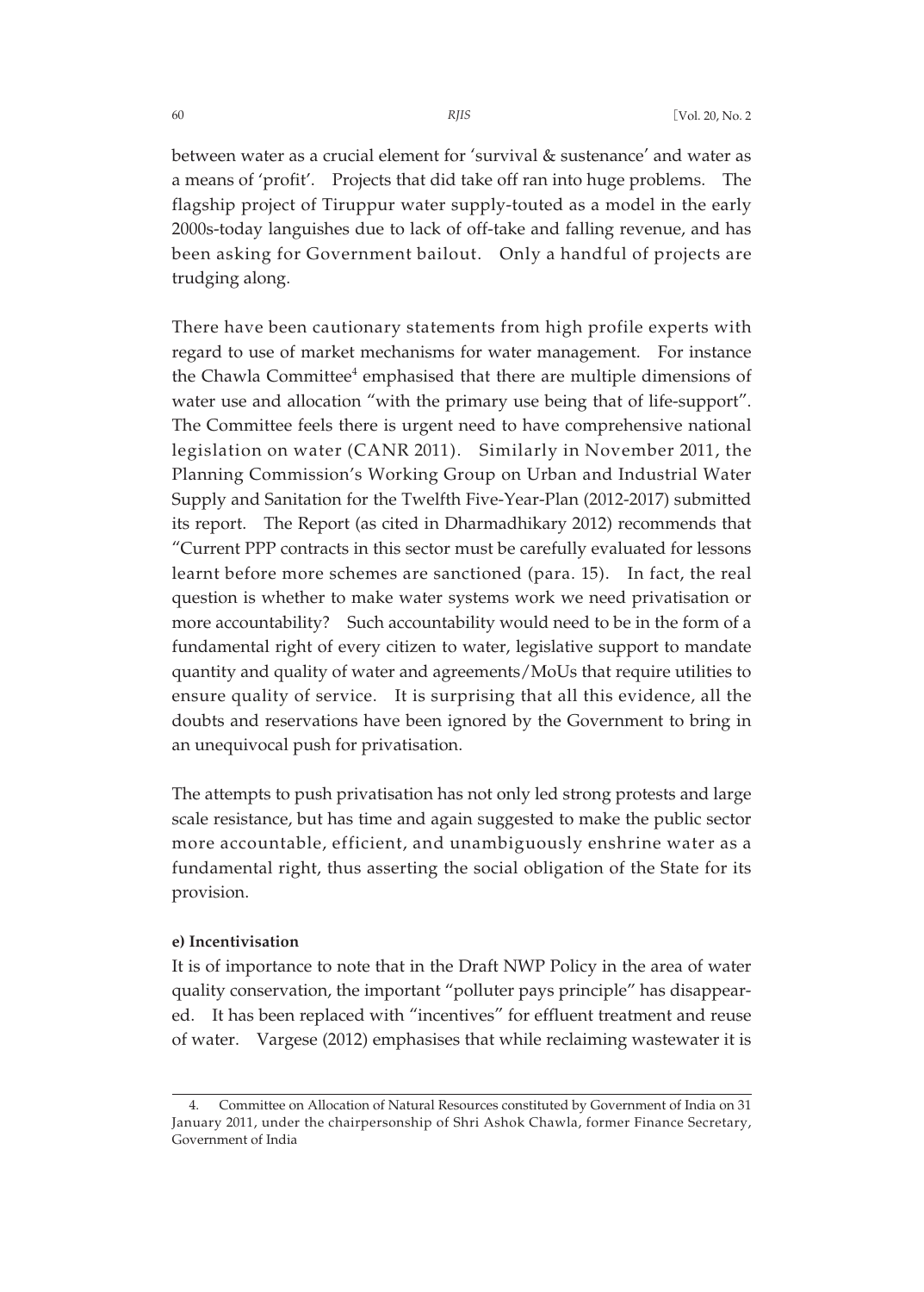between water as a crucial element for 'survival & sustenance' and water as a means of 'profit'. Projects that did take off ran into huge problems. The flagship project of Tiruppur water supply-touted as a model in the early 2000s-today languishes due to lack of off-take and falling revenue, and has been asking for Government bailout. Only a handful of projects are trudging along.

There have been cautionary statements from high profile experts with regard to use of market mechanisms for water management. For instance the Chawla Committee[4] emphasised that there are multiple dimensions of water use and allocation "with the primary use being that of life-support". The Committee feels there is urgent need to have comprehensive national legislation on water (CANR 2011). Similarly in November 2011, the Planning Commission's Working Group on Urban and Industrial Water Supply and Sanitation for the Twelfth Five-Year-Plan (2012-2017) submitted its report. The Report (as cited in Dharmadhikary 2012) recommends that "Current PPP contracts in this sector must be carefully evaluated for lessons learnt before more schemes are sanctioned (para. 15). In fact, the real question is whether to make water systems work we need privatisation or more accountability? Such accountability would need to be in the form of a fundamental right of every citizen to water, legislative support to mandate quantity and quality of water and agreements/MoUs that require utilities to ensure quality of service. It is surprising that all this evidence, all the doubts and reservations have been ignored by the Government to bring in an unequivocal push for privatisation.

The attempts to push privatisation has not only led strong protests and large scale resistance, but has time and again suggested to make the public sector more accountable, efficient, and unambiguously enshrine water as a fundamental right, thus asserting the social obligation of the State for its provision.

**e) Incentivisation**

It is of importance to note that in the Draft NWP Policy in the area of water quality conservation, the important "polluter pays principle" has disappeared. It has been replaced with "incentives" for effluent treatment and reuse of water. Vargese (2012) emphasises that while reclaiming wastewater it is

---

4. Committee on Allocation of Natural Resources constituted by Government of India on 31 January 2011, under the chairpersonship of Shri Ashok Chawla, former Finance Secretary, Government of India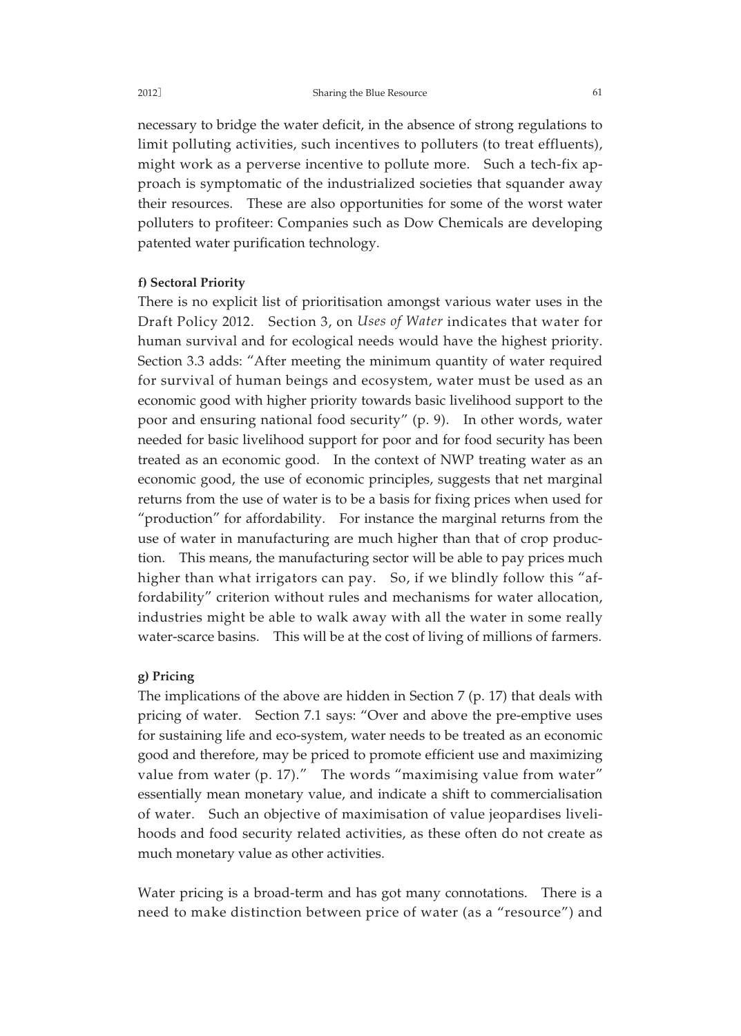necessary to bridge the water deficit, in the absence of strong regulations to limit polluting activities, such incentives to polluters (to treat effluents), might work as a perverse incentive to pollute more. Such a tech-fix approach is symptomatic of the industrialized societies that squander away their resources. These are also opportunities for some of the worst water polluters to profiteer: Companies such as Dow Chemicals are developing patented water purification technology.

**f) Sectoral Priority**

There is no explicit list of prioritisation amongst various water uses in the Draft Policy 2012. Section 3, on *Uses of Water* indicates that water for human survival and for ecological needs would have the highest priority. Section 3.3 adds: "After meeting the minimum quantity of water required for survival of human beings and ecosystem, water must be used as an economic good with higher priority towards basic livelihood support to the poor and ensuring national food security" (p. 9). In other words, water needed for basic livelihood support for poor and for food security has been treated as an economic good. In the context of NWP treating water as an economic good, the use of economic principles, suggests that net marginal returns from the use of water is to be a basis for fixing prices when used for "production" for affordability. For instance the marginal returns from the use of water in manufacturing are much higher than that of crop production. This means, the manufacturing sector will be able to pay prices much higher than what irrigators can pay. So, if we blindly follow this "affordability" criterion without rules and mechanisms for water allocation, industries might be able to walk away with all the water in some really water-scarce basins. This will be at the cost of living of millions of farmers.

**g) Pricing**

The implications of the above are hidden in Section 7 (p. 17) that deals with pricing of water. Section 7.1 says: "Over and above the pre-emptive uses for sustaining life and eco-system, water needs to be treated as an economic good and therefore, may be priced to promote efficient use and maximizing value from water (p. 17)." The words "maximising value from water" essentially mean monetary value, and indicate a shift to commercialisation of water. Such an objective of maximisation of value jeopardises livelihoods and food security related activities, as these often do not create as much monetary value as other activities.

Water pricing is a broad-term and has got many connotations. There is a need to make distinction between price of water (as a "resource") and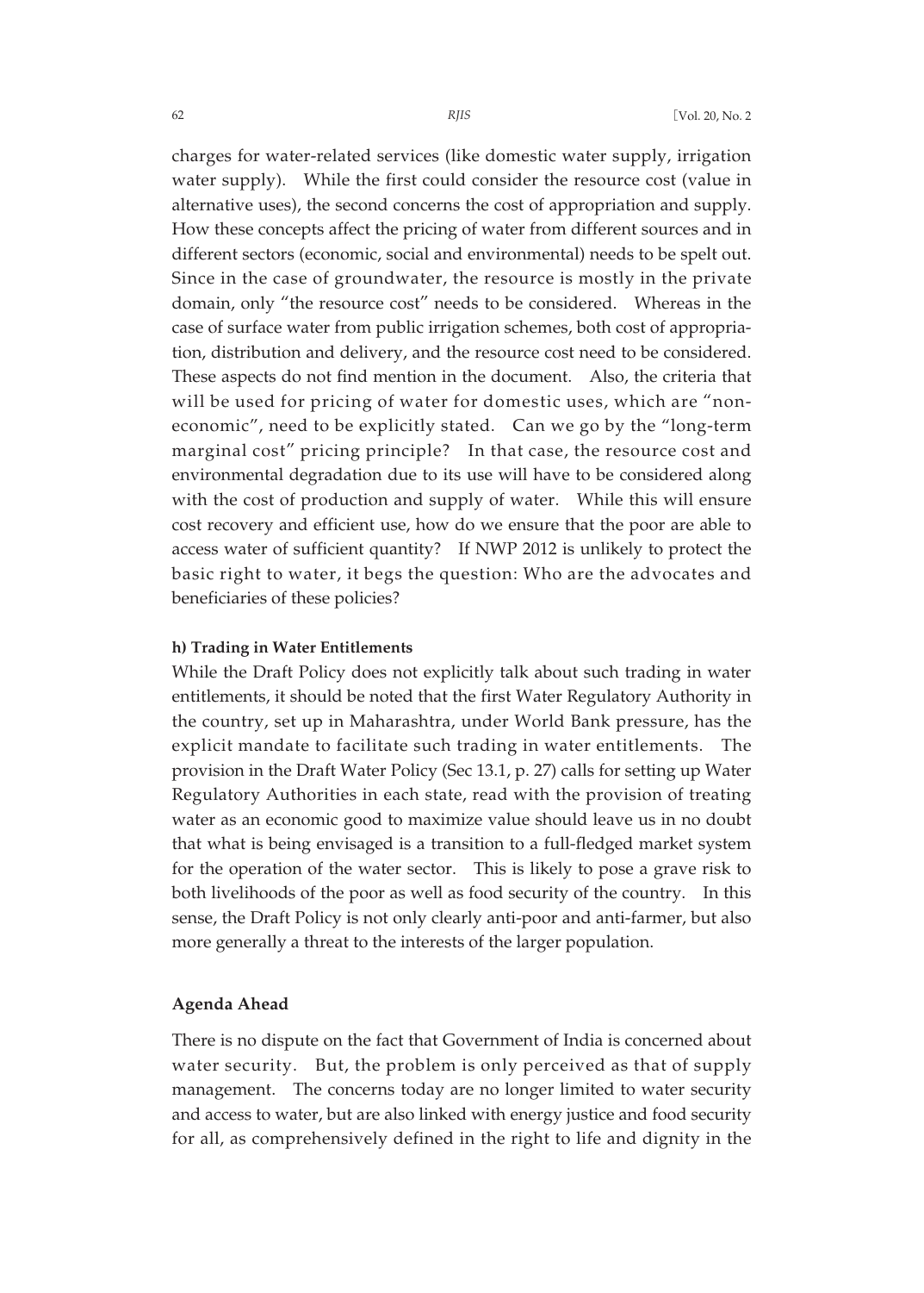charges for water-related services (like domestic water supply, irrigation water supply). While the first could consider the resource cost (value in alternative uses), the second concerns the cost of appropriation and supply. How these concepts affect the pricing of water from different sources and in different sectors (economic, social and environmental) needs to be spelt out. Since in the case of groundwater, the resource is mostly in the private domain, only "the resource cost" needs to be considered. Whereas in the case of surface water from public irrigation schemes, both cost of appropriation, distribution and delivery, and the resource cost need to be considered. These aspects do not find mention in the document. Also, the criteria that will be used for pricing of water for domestic uses, which are "non-economic", need to be explicitly stated. Can we go by the "long-term marginal cost" pricing principle? In that case, the resource cost and environmental degradation due to its use will have to be considered along with the cost of production and supply of water. While this will ensure cost recovery and efficient use, how do we ensure that the poor are able to access water of sufficient quantity? If NWP 2012 is unlikely to protect the basic right to water, it begs the question: Who are the advocates and beneficiaries of these policies?

#### h) Trading in Water Entitlements

While the Draft Policy does not explicitly talk about such trading in water entitlements, it should be noted that the first Water Regulatory Authority in the country, set up in Maharashtra, under World Bank pressure, has the explicit mandate to facilitate such trading in water entitlements. The provision in the Draft Water Policy (Sec 13.1, p. 27) calls for setting up Water Regulatory Authorities in each state, read with the provision of treating water as an economic good to maximize value should leave us in no doubt that what is being envisaged is a transition to a full-fledged market system for the operation of the water sector. This is likely to pose a grave risk to both livelihoods of the poor as well as food security of the country. In this sense, the Draft Policy is not only clearly anti-poor and anti-farmer, but also more generally a threat to the interests of the larger population.

### Agenda Ahead

There is no dispute on the fact that Government of India is concerned about water security. But, the problem is only perceived as that of supply management. The concerns today are no longer limited to water security and access to water, but are also linked with energy justice and food security for all, as comprehensively defined in the right to life and dignity in the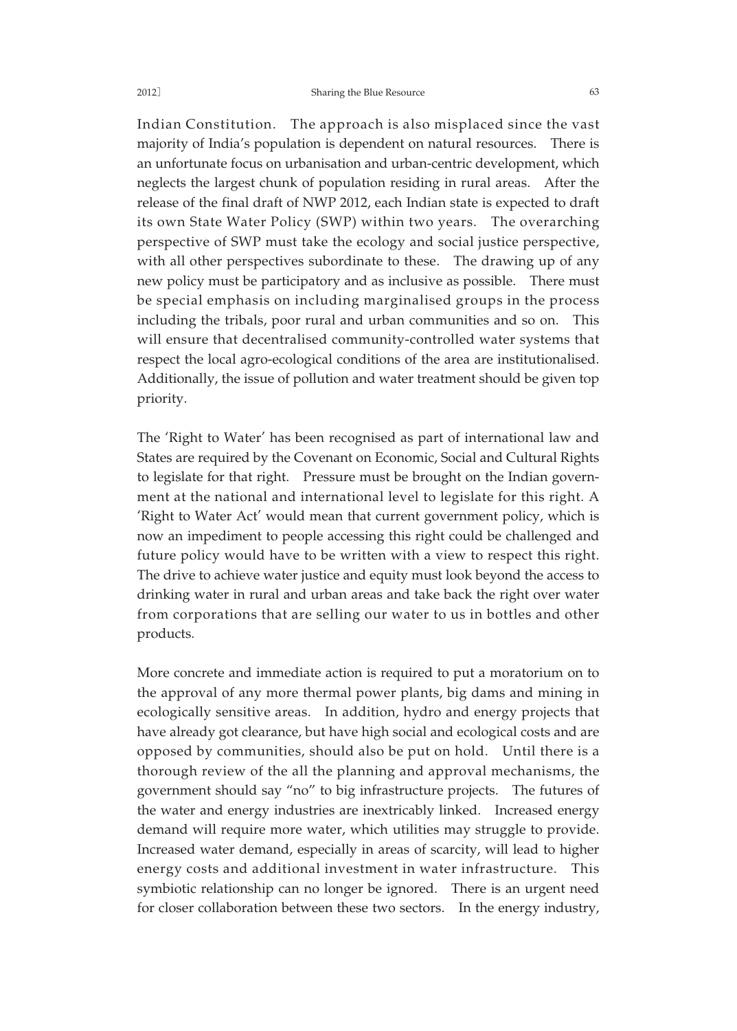Indian Constitution. The approach is also misplaced since the vast majority of India's population is dependent on natural resources. There is an unfortunate focus on urbanisation and urban-centric development, which neglects the largest chunk of population residing in rural areas. After the release of the final draft of NWP 2012, each Indian state is expected to draft its own State Water Policy (SWP) within two years. The overarching perspective of SWP must take the ecology and social justice perspective, with all other perspectives subordinate to these. The drawing up of any new policy must be participatory and as inclusive as possible. There must be special emphasis on including marginalised groups in the process including the tribals, poor rural and urban communities and so on. This will ensure that decentralised community-controlled water systems that respect the local agro-ecological conditions of the area are institutionalised. Additionally, the issue of pollution and water treatment should be given top priority.

The 'Right to Water' has been recognised as part of international law and States are required by the Covenant on Economic, Social and Cultural Rights to legislate for that right. Pressure must be brought on the Indian government at the national and international level to legislate for this right. A 'Right to Water Act' would mean that current government policy, which is now an impediment to people accessing this right could be challenged and future policy would have to be written with a view to respect this right. The drive to achieve water justice and equity must look beyond the access to drinking water in rural and urban areas and take back the right over water from corporations that are selling our water to us in bottles and other products.

More concrete and immediate action is required to put a moratorium on to the approval of any more thermal power plants, big dams and mining in ecologically sensitive areas. In addition, hydro and energy projects that have already got clearance, but have high social and ecological costs and are opposed by communities, should also be put on hold. Until there is a thorough review of the all the planning and approval mechanisms, the government should say "no" to big infrastructure projects. The futures of the water and energy industries are inextricably linked. Increased energy demand will require more water, which utilities may struggle to provide. Increased water demand, especially in areas of scarcity, will lead to higher energy costs and additional investment in water infrastructure. This symbiotic relationship can no longer be ignored. There is an urgent need for closer collaboration between these two sectors. In the energy industry,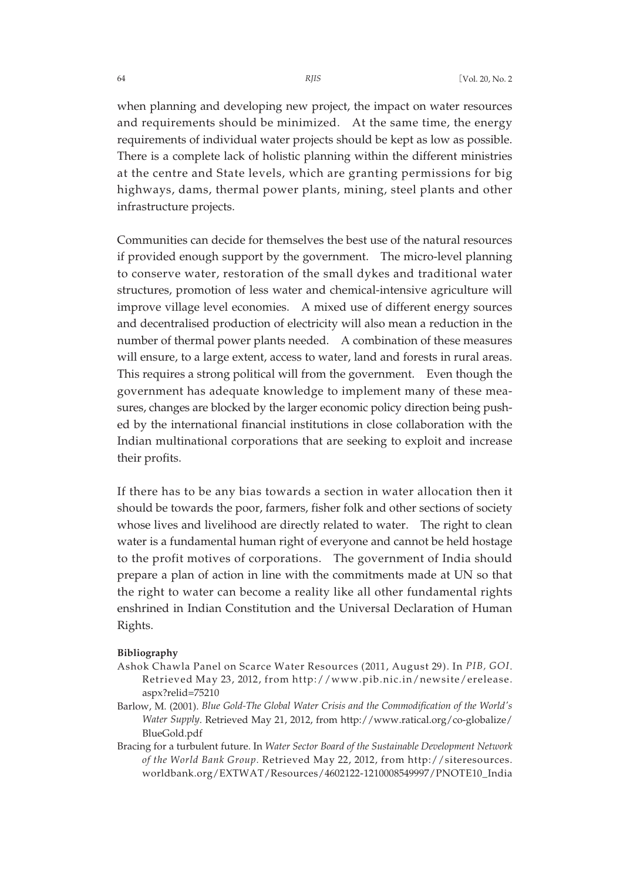when planning and developing new project, the impact on water resources and requirements should be minimized. At the same time, the energy requirements of individual water projects should be kept as low as possible. There is a complete lack of holistic planning within the different ministries at the centre and State levels, which are granting permissions for big highways, dams, thermal power plants, mining, steel plants and other infrastructure projects.

Communities can decide for themselves the best use of the natural resources if provided enough support by the government. The micro-level planning to conserve water, restoration of the small dykes and traditional water structures, promotion of less water and chemical-intensive agriculture will improve village level economies. A mixed use of different energy sources and decentralised production of electricity will also mean a reduction in the number of thermal power plants needed. A combination of these measures will ensure, to a large extent, access to water, land and forests in rural areas. This requires a strong political will from the government. Even though the government has adequate knowledge to implement many of these measures, changes are blocked by the larger economic policy direction being pushed by the international financial institutions in close collaboration with the Indian multinational corporations that are seeking to exploit and increase their profits.

If there has to be any bias towards a section in water allocation then it should be towards the poor, farmers, fisher folk and other sections of society whose lives and livelihood are directly related to water. The right to clean water is a fundamental human right of everyone and cannot be held hostage to the profit motives of corporations. The government of India should prepare a plan of action in line with the commitments made at UN so that the right to water can become a reality like all other fundamental rights enshrined in Indian Constitution and the Universal Declaration of Human Rights.

**Bibliography**

Ashok Chawla Panel on Scarce Water Resources (2011, August 29). In *PIB, GOI*. Retrieved May 23, 2012, from http://www.pib.nic.in/newsite/erelease.aspx?relid=75210

Barlow, M. (2001). *Blue Gold-The Global Water Crisis and the Commodification of the World's Water Supply*. Retrieved May 21, 2012, from http://www.ratical.org/co-globalize/BlueGold.pdf

Bracing for a turbulent future. In *Water Sector Board of the Sustainable Development Network of the World Bank Group.* Retrieved May 22, 2012, from http://siteresources.worldbank.org/EXTWAT/Resources/4602122-1210008549997/PNOTE10_India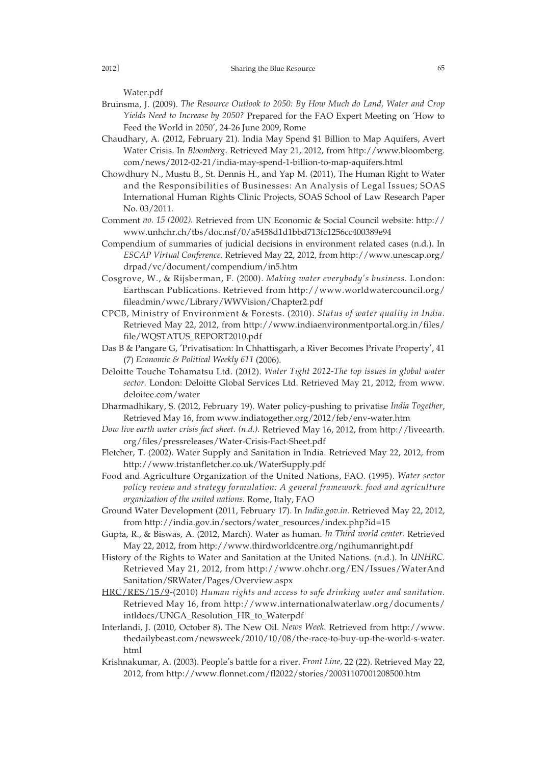Water.pdf

Bruinsma, J. (2009). *The Resource Outlook to 2050: By How Much do Land, Water and Crop Yields Need to Increase by 2050?* Prepared for the FAO Expert Meeting on 'How to Feed the World in 2050', 24-26 June 2009, Rome

Chaudhary, A. (2012, February 21). India May Spend $1 Billion to Map Aquifers, Avert Water Crisis. In *Bloomberg*. Retrieved May 21, 2012, from http://www.bloomberg.com/news/2012-02-21/india-may-spend-1-billion-to-map-aquifers.html

Chowdhury N., Mustu B., St. Dennis H., and Yap M. (2011), The Human Right to Water and the Responsibilities of Businesses: An Analysis of Legal Issues; SOAS International Human Rights Clinic Projects, SOAS School of Law Research Paper No. 03/2011.

Comment *no. 15 (2002).* Retrieved from UN Economic & Social Council website: http://www.unhchr.ch/tbs/doc.nsf/0/a5458d1d1bbd713fc1256cc400389e94

Compendium of summaries of judicial decisions in environment related cases (n.d.). In *ESCAP Virtual Conference.* Retrieved May 22, 2012, from http://www.unescap.org/drpad/vc/document/compendium/in5.htm

Cosgrove, W., & Rijsberman, F. (2000). *Making water everybody's business.* London: Earthscan Publications. Retrieved from http://www.worldwatercouncil.org/fileadmin/wwc/Library/WWVision/Chapter2.pdf

CPCB, Ministry of Environment & Forests. (2010). *Status of water quality in India.* Retrieved May 22, 2012, from http://www.indiaenvironmentportal.org.in/files/file/WQSTATUS_REPORT2010.pdf

Das B & Pangare G, 'Privatisation: In Chhattisgarh, a River Becomes Private Property', 41 (7) *Economic & Political Weekly 611* (2006).

Deloitte Touche Tohamatsu Ltd. (2012). *Water Tight 2012-The top issues in global water sector.* London: Deloitte Global Services Ltd. Retrieved May 21, 2012, from www.deloitee.com/water

Dharmadhikary, S. (2012, February 19). Water policy-pushing to privatise *India Together*, Retrieved May 16, from www.indiatogether.org/2012/feb/env-water.htm

*Dow live earth water crisis fact sheet. (n.d.).* Retrieved May 16, 2012, from http://liveearth.org/files/pressreleases/Water-Crisis-Fact-Sheet.pdf

Fletcher, T. (2002). Water Supply and Sanitation in India. Retrieved May 22, 2012, from http://www.tristanfletcher.co.uk/WaterSupply.pdf

Food and Agriculture Organization of the United Nations, FAO. (1995). *Water sector policy review and strategy formulation: A general framework. food and agriculture organization of the united nations.* Rome, Italy, FAO

Ground Water Development (2011, February 17). In *India.gov.in.* Retrieved May 22, 2012, from http://india.gov.in/sectors/water_resources/index.php?id=15

Gupta, R., & Biswas, A. (2012, March). Water as human. *In Third world center.* Retrieved May 22, 2012, from http://www.thirdworldcentre.org/ngihumanright.pdf

History of the Rights to Water and Sanitation at the United Nations. (n.d.). In *UNHRC*. Retrieved May 21, 2012, from http://www.ohchr.org/EN/Issues/WaterAndSanitation/SRWater/Pages/Overview.aspx

HRC/RES/15/9-(2010) *Human rights and access to safe drinking water and sanitation.* Retrieved May 16, from http://www.internationalwaterlaw.org/documents/intldocs/UNGA_Resolution_HR_to_Waterpdf

Interlandi, J. (2010, October 8). The New Oil. *News Week.* Retrieved from http://www.thedailybeast.com/newsweek/2010/10/08/the-race-to-buy-up-the-world-s-water.html

Krishnakumar, A. (2003). People's battle for a river. *Front Line,* 22 (22). Retrieved May 22, 2012, from http://www.flonnet.com/fl2022/stories/20031107001208500.htm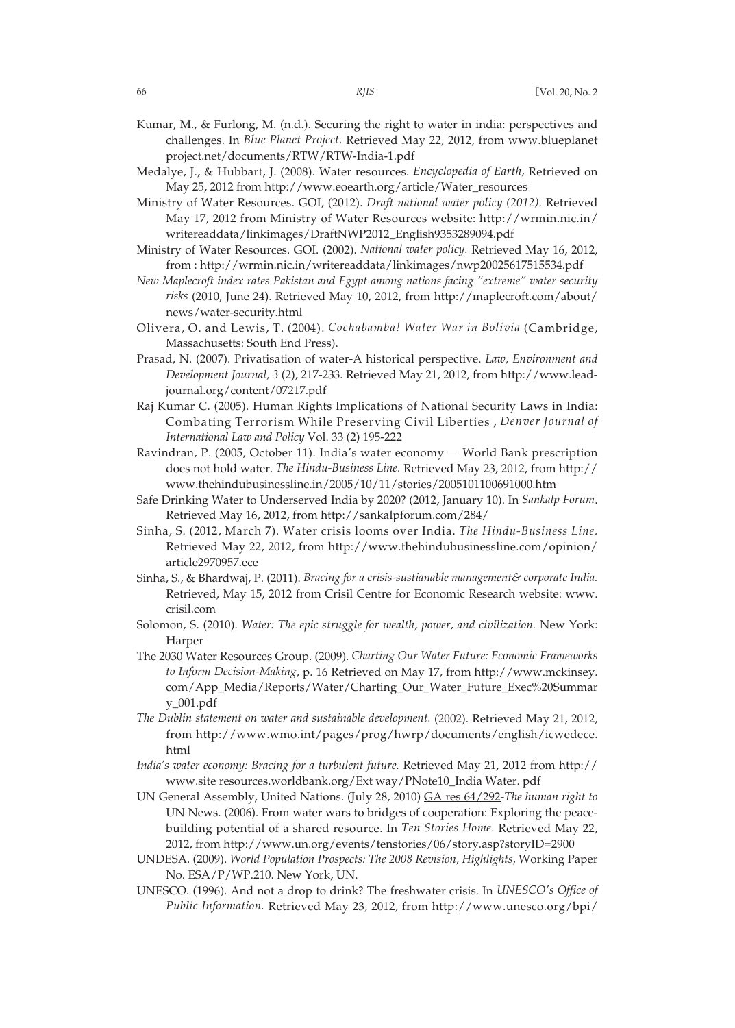Kumar, M., & Furlong, M. (n.d.). Securing the right to water in india: perspectives and challenges. In *Blue Planet Project.* Retrieved May 22, 2012, from www.blueplanetproject.net/documents/RTW/RTW-India-1.pdf

Medalye, J., & Hubbart, J. (2008). Water resources. *Encyclopedia of Earth,* Retrieved on May 25, 2012 from http://www.eoearth.org/article/Water_resources

Ministry of Water Resources. GOI, (2012). *Draft national water policy (2012).* Retrieved May 17, 2012 from Ministry of Water Resources website: http://wrmin.nic.in/writereaddata/linkimages/DraftNWP2012_English9353289094.pdf

Ministry of Water Resources. GOI. (2002). *National water policy.* Retrieved May 16, 2012, from : http://wrmin.nic.in/writereaddata/linkimages/nwp20025617515534.pdf

*New Maplecroft index rates Pakistan and Egypt among nations facing "extreme" water security risks* (2010, June 24). Retrieved May 10, 2012, from http://maplecroft.com/about/news/water-security.html

Olivera, O. and Lewis, T. (2004). *Cochabamba! Water War in Bolivia* (Cambridge, Massachusetts: South End Press).

Prasad, N. (2007). Privatisation of water-A historical perspective. *Law, Environment and Development Journal, 3* (2), 217-233. Retrieved May 21, 2012, from http://www.lead-journal.org/content/07217.pdf

Raj Kumar C. (2005). Human Rights Implications of National Security Laws in India: Combating Terrorism While Preserving Civil Liberties , *Denver Journal of International Law and Policy* Vol. 33 (2) 195-222

Ravindran, P. (2005, October 11). India's water economy — World Bank prescription does not hold water. *The Hindu-Business Line.* Retrieved May 23, 2012, from http://www.thehindubusinessline.in/2005/10/11/stories/2005101100691000.htm

Safe Drinking Water to Underserved India by 2020? (2012, January 10). In *Sankalp Forum*. Retrieved May 16, 2012, from http://sankalpforum.com/284/

Sinha, S. (2012, March 7). Water crisis looms over India. *The Hindu-Business Line.* Retrieved May 22, 2012, from http://www.thehindubusinessline.com/opinion/article2970957.ece

Sinha, S., & Bhardwaj, P. (2011). *Bracing for a crisis-sustianable management& corporate India.* Retrieved, May 15, 2012 from Crisil Centre for Economic Research website: www.crisil.com

Solomon, S. (2010). *Water: The epic struggle for wealth, power, and civilization.* New York: Harper

The 2030 Water Resources Group. (2009). *Charting Our Water Future: Economic Frameworks to Inform Decision-Making*, p. 16 Retrieved on May 17, from http://www.mckinsey.com/App_Media/Reports/Water/Charting_Our_Water_Future_Exec%20Summary_001.pdf

*The Dublin statement on water and sustainable development.* (2002). Retrieved May 21, 2012, from http://www.wmo.int/pages/prog/hwrp/documents/english/icwedece.html

*India's water economy: Bracing for a turbulent future.* Retrieved May 21, 2012 from http://www.site resources.worldbank.org/Ext way/PNote10_India Water. pdf

UN General Assembly, United Nations. (July 28, 2010) GA res 64/292-*The human right to* UN News. (2006). From water wars to bridges of cooperation: Exploring the peace-building potential of a shared resource. In *Ten Stories Home.* Retrieved May 22, 2012, from http://www.un.org/events/tenstories/06/story.asp?storyID=2900

UNDESA. (2009). *World Population Prospects: The 2008 Revision, Highlights*, Working Paper No. ESA/P/WP.210. New York, UN.

UNESCO. (1996). And not a drop to drink? The freshwater crisis. In *UNESCO's Office of Public Information.* Retrieved May 23, 2012, from http://www.unesco.org/bpi/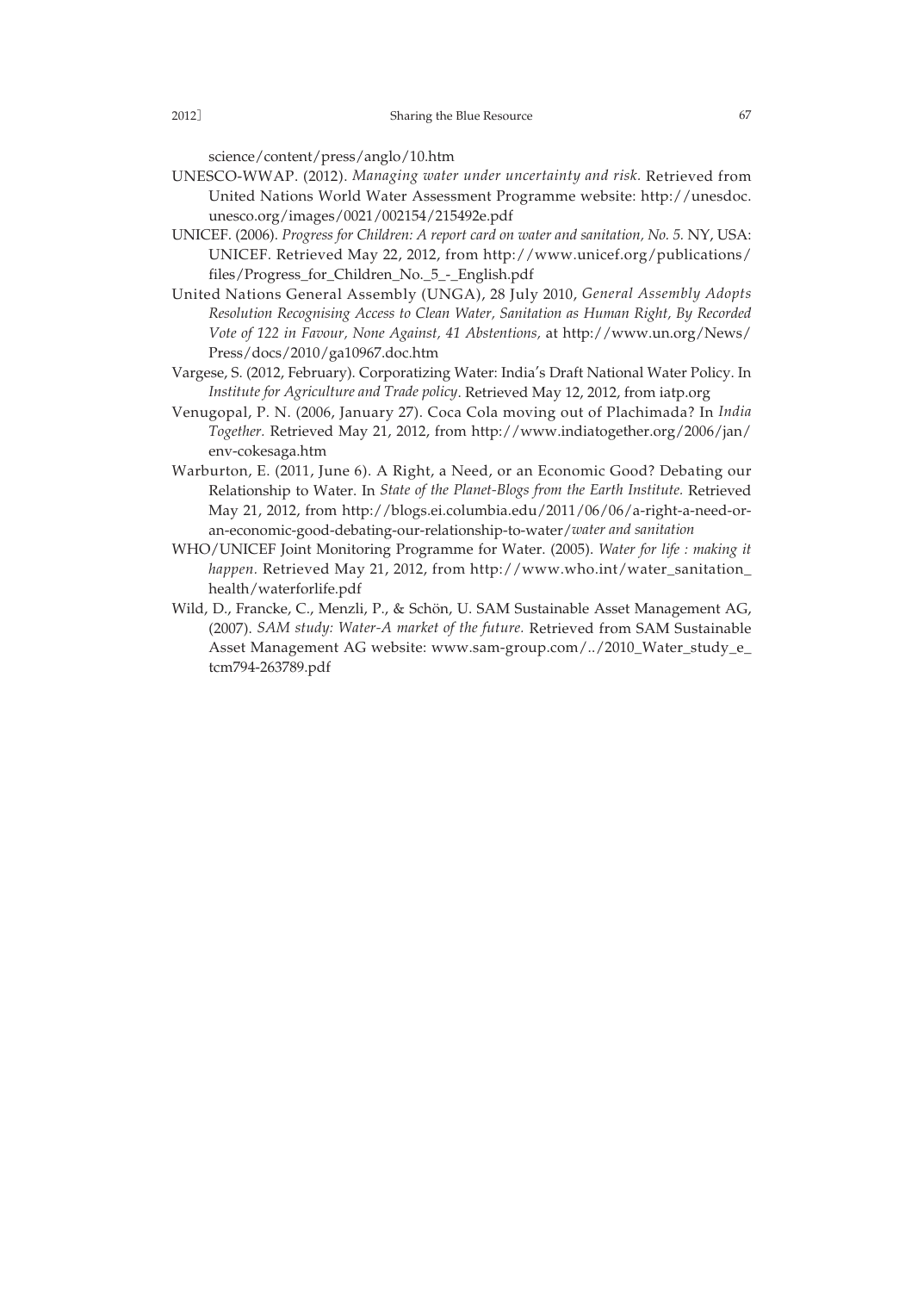science/content/press/anglo/10.htm

UNESCO-WWAP. (2012). *Managing water under uncertainty and risk.* Retrieved from United Nations World Water Assessment Programme website: http://unesdoc.unesco.org/images/0021/002154/215492e.pdf

UNICEF. (2006). *Progress for Children: A report card on water and sanitation, No. 5.* NY, USA: UNICEF. Retrieved May 22, 2012, from http://www.unicef.org/publications/files/Progress_for_Children_No._5_-_English.pdf

United Nations General Assembly (UNGA), 28 July 2010, *General Assembly Adopts Resolution Recognising Access to Clean Water, Sanitation as Human Right, By Recorded Vote of 122 in Favour, None Against, 41 Abstentions,* at http://www.un.org/News/Press/docs/2010/ga10967.doc.htm

Vargese, S. (2012, February). Corporatizing Water: India's Draft National Water Policy. In *Institute for Agriculture and Trade policy.* Retrieved May 12, 2012, from iatp.org

Venugopal, P. N. (2006, January 27). Coca Cola moving out of Plachimada? In *India Together.* Retrieved May 21, 2012, from http://www.indiatogether.org/2006/jan/env-cokesaga.htm

Warburton, E. (2011, June 6). A Right, a Need, or an Economic Good? Debating our Relationship to Water. In *State of the Planet-Blogs from the Earth Institute.* Retrieved May 21, 2012, from http://blogs.ei.columbia.edu/2011/06/06/a-right-a-need-or-an-economic-good-debating-our-relationship-to-water/*water and sanitation*

WHO/UNICEF Joint Monitoring Programme for Water. (2005). *Water for life : making it happen.* Retrieved May 21, 2012, from http://www.who.int/water_sanitation_health/waterforlife.pdf

Wild, D., Francke, C., Menzli, P., & Schön, U. SAM Sustainable Asset Management AG, (2007). *SAM study: Water-A market of the future.* Retrieved from SAM Sustainable Asset Management AG website: www.sam-group.com/../2010_Water_study_e_tcm794-263789.pdf